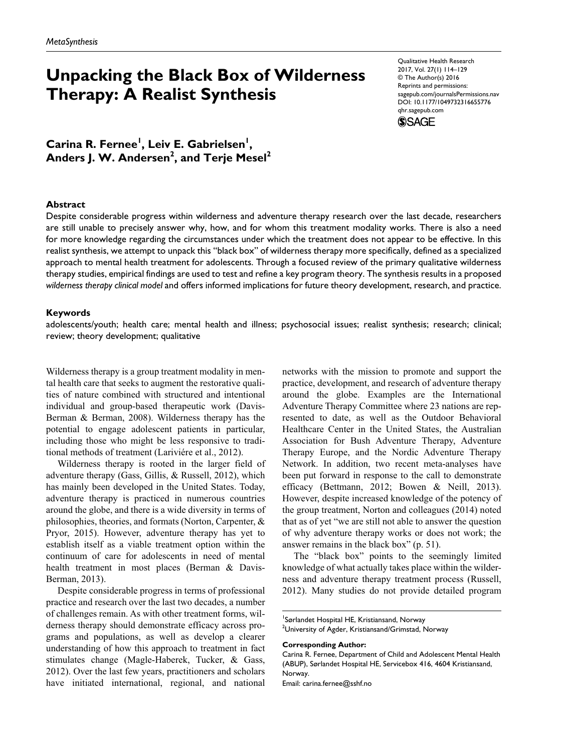MetaSynthesis

Qualitative Health Research
2017, Vol. 27(1) 114–129
© The Author(s) 2016
Reprints and permissions:
sagepub.com/journalsPermissions.nav
DOI: 10.1177/1049732316655776
qhr.sagepub.com

# Unpacking the Black Box of Wilderness Therapy: A Realist Synthesis

**Carina R. Fernee[1], Leiv E. Gabrielsen[1], Anders J. W. Andersen[2], and Terje Mesel[2]**

## Abstract

Despite considerable progress within wilderness and adventure therapy research over the last decade, researchers are still unable to precisely answer why, how, and for whom this treatment modality works. There is also a need for more knowledge regarding the circumstances under which the treatment does not appear to be effective. In this realist synthesis, we attempt to unpack this "black box" of wilderness therapy more specifically, defined as a specialized approach to mental health treatment for adolescents. Through a focused review of the primary qualitative wilderness therapy studies, empirical findings are used to test and refine a key program theory. The synthesis results in a proposed *wilderness therapy clinical model* and offers informed implications for future theory development, research, and practice.

## Keywords

adolescents/youth; health care; mental health and illness; psychosocial issues; realist synthesis; research; clinical; review; theory development; qualitative

Wilderness therapy is a group treatment modality in mental health care that seeks to augment the restorative qualities of nature combined with structured and intentional individual and group-based therapeutic work (Davis-Berman & Berman, 2008). Wilderness therapy has the potential to engage adolescent patients in particular, including those who might be less responsive to traditional methods of treatment (Lariviére et al., 2012).

Wilderness therapy is rooted in the larger field of adventure therapy (Gass, Gillis, & Russell, 2012), which has mainly been developed in the United States. Today, adventure therapy is practiced in numerous countries around the globe, and there is a wide diversity in terms of philosophies, theories, and formats (Norton, Carpenter, & Pryor, 2015). However, adventure therapy has yet to establish itself as a viable treatment option within the continuum of care for adolescents in need of mental health treatment in most places (Berman & Davis-Berman, 2013).

Despite considerable progress in terms of professional practice and research over the last two decades, a number of challenges remain. As with other treatment forms, wilderness therapy should demonstrate efficacy across programs and populations, as well as develop a clearer understanding of how this approach to treatment in fact stimulates change (Magle-Haberek, Tucker, & Gass, 2012). Over the last few years, practitioners and scholars have initiated international, regional, and national networks with the mission to promote and support the practice, development, and research of adventure therapy around the globe. Examples are the International Adventure Therapy Committee where 23 nations are represented to date, as well as the Outdoor Behavioral Healthcare Center in the United States, the Australian Association for Bush Adventure Therapy, Adventure Therapy Europe, and the Nordic Adventure Therapy Network. In addition, two recent meta-analyses have been put forward in response to the call to demonstrate efficacy (Bettmann, 2012; Bowen & Neill, 2013). However, despite increased knowledge of the potency of the group treatment, Norton and colleagues (2014) noted that as of yet "we are still not able to answer the question of why adventure therapy works or does not work; the answer remains in the black box" (p. 51).

The "black box" points to the seemingly limited knowledge of what actually takes place within the wilderness and adventure therapy treatment process (Russell, 2012). Many studies do not provide detailed program

[1]Sørlandet Hospital HE, Kristiansand, Norway
[2]University of Agder, Kristiansand/Grimstad, Norway

**Corresponding Author:**
Carina R. Fernee, Department of Child and Adolescent Mental Health (ABUP), Sørlandet Hospital HE, Servicebox 416, 4604 Kristiansand, Norway.
Email: carina.fernee@sshf.no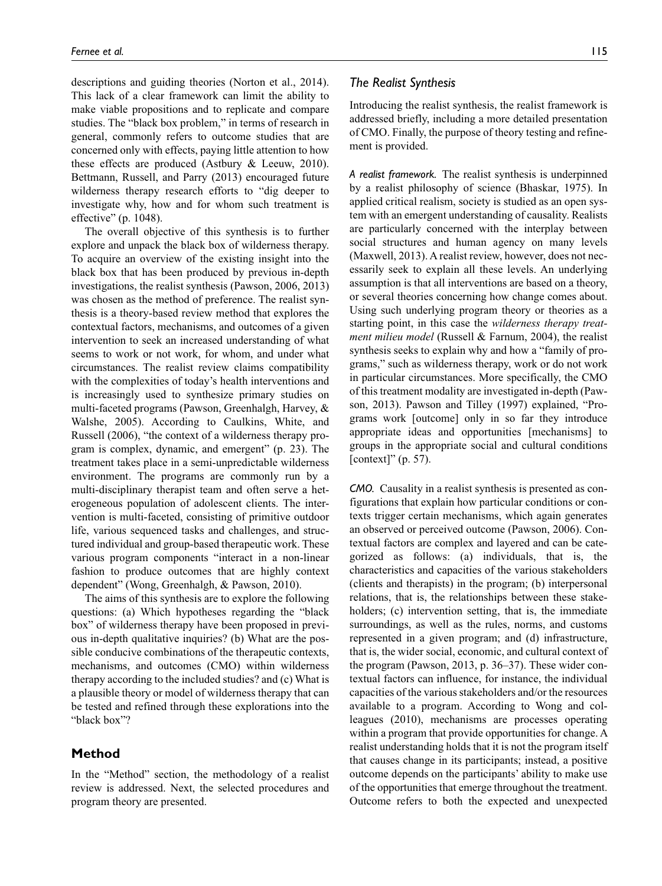descriptions and guiding theories (Norton et al., 2014). This lack of a clear framework can limit the ability to make viable propositions and to replicate and compare studies. The "black box problem," in terms of research in general, commonly refers to outcome studies that are concerned only with effects, paying little attention to how these effects are produced (Astbury & Leeuw, 2010). Bettmann, Russell, and Parry (2013) encouraged future wilderness therapy research efforts to "dig deeper to investigate why, how and for whom such treatment is effective" (p. 1048).

The overall objective of this synthesis is to further explore and unpack the black box of wilderness therapy. To acquire an overview of the existing insight into the black box that has been produced by previous in-depth investigations, the realist synthesis (Pawson, 2006, 2013) was chosen as the method of preference. The realist synthesis is a theory-based review method that explores the contextual factors, mechanisms, and outcomes of a given intervention to seek an increased understanding of what seems to work or not work, for whom, and under what circumstances. The realist review claims compatibility with the complexities of today's health interventions and is increasingly used to synthesize primary studies on multi-faceted programs (Pawson, Greenhalgh, Harvey, & Walshe, 2005). According to Caulkins, White, and Russell (2006), "the context of a wilderness therapy program is complex, dynamic, and emergent" (p. 23). The treatment takes place in a semi-unpredictable wilderness environment. The programs are commonly run by a multi-disciplinary therapist team and often serve a heterogeneous population of adolescent clients. The intervention is multi-faceted, consisting of primitive outdoor life, various sequenced tasks and challenges, and structured individual and group-based therapeutic work. These various program components "interact in a non-linear fashion to produce outcomes that are highly context dependent" (Wong, Greenhalgh, & Pawson, 2010).

The aims of this synthesis are to explore the following questions: (a) Which hypotheses regarding the "black box" of wilderness therapy have been proposed in previous in-depth qualitative inquiries? (b) What are the possible conducive combinations of the therapeutic contexts, mechanisms, and outcomes (CMO) within wilderness therapy according to the included studies? and (c) What is a plausible theory or model of wilderness therapy that can be tested and refined through these explorations into the "black box"?

## Method

In the "Method" section, the methodology of a realist review is addressed. Next, the selected procedures and program theory are presented.

### The Realist Synthesis

Introducing the realist synthesis, the realist framework is addressed briefly, including a more detailed presentation of CMO. Finally, the purpose of theory testing and refinement is provided.

*A realist framework.* The realist synthesis is underpinned by a realist philosophy of science (Bhaskar, 1975). In applied critical realism, society is studied as an open system with an emergent understanding of causality. Realists are particularly concerned with the interplay between social structures and human agency on many levels (Maxwell, 2013). A realist review, however, does not necessarily seek to explain all these levels. An underlying assumption is that all interventions are based on a theory, or several theories concerning how change comes about. Using such underlying program theory or theories as a starting point, in this case the *wilderness therapy treatment milieu model* (Russell & Farnum, 2004), the realist synthesis seeks to explain why and how a "family of programs," such as wilderness therapy, work or do not work in particular circumstances. More specifically, the CMO of this treatment modality are investigated in-depth (Pawson, 2013). Pawson and Tilley (1997) explained, "Programs work [outcome] only in so far they introduce appropriate ideas and opportunities [mechanisms] to groups in the appropriate social and cultural conditions [context]" (p. 57).

*CMO.* Causality in a realist synthesis is presented as configurations that explain how particular conditions or contexts trigger certain mechanisms, which again generates an observed or perceived outcome (Pawson, 2006). Contextual factors are complex and layered and can be categorized as follows: (a) individuals, that is, the characteristics and capacities of the various stakeholders (clients and therapists) in the program; (b) interpersonal relations, that is, the relationships between these stakeholders; (c) intervention setting, that is, the immediate surroundings, as well as the rules, norms, and customs represented in a given program; and (d) infrastructure, that is, the wider social, economic, and cultural context of the program (Pawson, 2013, p. 36–37). These wider contextual factors can influence, for instance, the individual capacities of the various stakeholders and/or the resources available to a program. According to Wong and colleagues (2010), mechanisms are processes operating within a program that provide opportunities for change. A realist understanding holds that it is not the program itself that causes change in its participants; instead, a positive outcome depends on the participants' ability to make use of the opportunities that emerge throughout the treatment. Outcome refers to both the expected and unexpected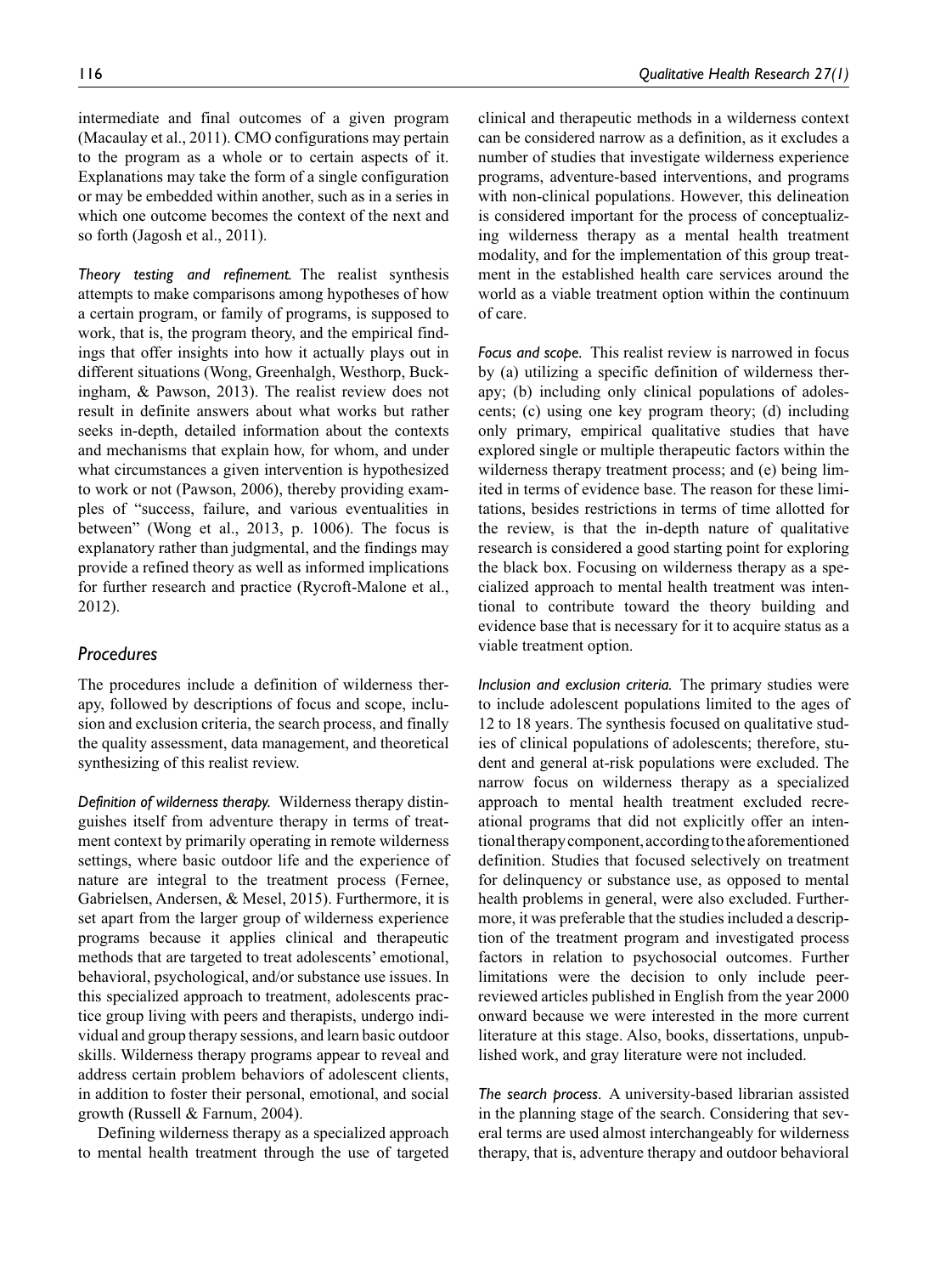intermediate and final outcomes of a given program (Macaulay et al., 2011). CMO configurations may pertain to the program as a whole or to certain aspects of it. Explanations may take the form of a single configuration or may be embedded within another, such as in a series in which one outcome becomes the context of the next and so forth (Jagosh et al., 2011).

*Theory testing and refinement.* The realist synthesis attempts to make comparisons among hypotheses of how a certain program, or family of programs, is supposed to work, that is, the program theory, and the empirical findings that offer insights into how it actually plays out in different situations (Wong, Greenhalgh, Westhorp, Buckingham, & Pawson, 2013). The realist review does not result in definite answers about what works but rather seeks in-depth, detailed information about the contexts and mechanisms that explain how, for whom, and under what circumstances a given intervention is hypothesized to work or not (Pawson, 2006), thereby providing examples of "success, failure, and various eventualities in between" (Wong et al., 2013, p. 1006). The focus is explanatory rather than judgmental, and the findings may provide a refined theory as well as informed implications for further research and practice (Rycroft-Malone et al., 2012).

## Procedures

The procedures include a definition of wilderness therapy, followed by descriptions of focus and scope, inclusion and exclusion criteria, the search process, and finally the quality assessment, data management, and theoretical synthesizing of this realist review.

*Definition of wilderness therapy.* Wilderness therapy distinguishes itself from adventure therapy in terms of treatment context by primarily operating in remote wilderness settings, where basic outdoor life and the experience of nature are integral to the treatment process (Fernee, Gabrielsen, Andersen, & Mesel, 2015). Furthermore, it is set apart from the larger group of wilderness experience programs because it applies clinical and therapeutic methods that are targeted to treat adolescents' emotional, behavioral, psychological, and/or substance use issues. In this specialized approach to treatment, adolescents practice group living with peers and therapists, undergo individual and group therapy sessions, and learn basic outdoor skills. Wilderness therapy programs appear to reveal and address certain problem behaviors of adolescent clients, in addition to foster their personal, emotional, and social growth (Russell & Farnum, 2004).

Defining wilderness therapy as a specialized approach to mental health treatment through the use of targeted clinical and therapeutic methods in a wilderness context can be considered narrow as a definition, as it excludes a number of studies that investigate wilderness experience programs, adventure-based interventions, and programs with non-clinical populations. However, this delineation is considered important for the process of conceptualizing wilderness therapy as a mental health treatment modality, and for the implementation of this group treatment in the established health care services around the world as a viable treatment option within the continuum of care.

*Focus and scope.* This realist review is narrowed in focus by (a) utilizing a specific definition of wilderness therapy; (b) including only clinical populations of adolescents; (c) using one key program theory; (d) including only primary, empirical qualitative studies that have explored single or multiple therapeutic factors within the wilderness therapy treatment process; and (e) being limited in terms of evidence base. The reason for these limitations, besides restrictions in terms of time allotted for the review, is that the in-depth nature of qualitative research is considered a good starting point for exploring the black box. Focusing on wilderness therapy as a specialized approach to mental health treatment was intentional to contribute toward the theory building and evidence base that is necessary for it to acquire status as a viable treatment option.

*Inclusion and exclusion criteria.* The primary studies were to include adolescent populations limited to the ages of 12 to 18 years. The synthesis focused on qualitative studies of clinical populations of adolescents; therefore, student and general at-risk populations were excluded. The narrow focus on wilderness therapy as a specialized approach to mental health treatment excluded recreational programs that did not explicitly offer an intentional therapy component, according to the aforementioned definition. Studies that focused selectively on treatment for delinquency or substance use, as opposed to mental health problems in general, were also excluded. Furthermore, it was preferable that the studies included a description of the treatment program and investigated process factors in relation to psychosocial outcomes. Further limitations were the decision to only include peer-reviewed articles published in English from the year 2000 onward because we were interested in the more current literature at this stage. Also, books, dissertations, unpublished work, and gray literature were not included.

*The search process.* A university-based librarian assisted in the planning stage of the search. Considering that several terms are used almost interchangeably for wilderness therapy, that is, adventure therapy and outdoor behavioral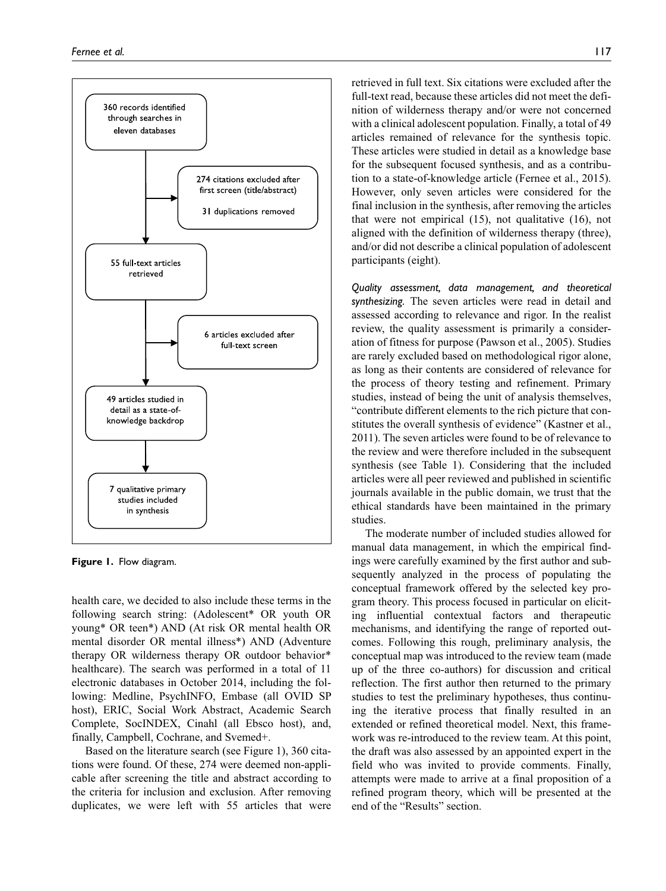360 records identified through searches in eleven databases

274 citations excluded after first screen (title/abstract)

31 duplications removed

55 full-text articles retrieved

6 articles excluded after full-text screen

49 articles studied in detail as a state-of-knowledge backdrop

7 qualitative primary studies included in synthesis

**Figure 1.** Flow diagram.

health care, we decided to also include these terms in the following search string: (Adolescent* OR youth OR young* OR teen*) AND (At risk OR mental health OR mental disorder OR mental illness*) AND (Adventure therapy OR wilderness therapy OR outdoor behavior* healthcare). The search was performed in a total of 11 electronic databases in October 2014, including the following: Medline, PsychINFO, Embase (all OVID SP host), ERIC, Social Work Abstract, Academic Search Complete, SocINDEX, Cinahl (all Ebsco host), and, finally, Campbell, Cochrane, and Svemed+.

Based on the literature search (see Figure 1), 360 citations were found. Of these, 274 were deemed non-applicable after screening the title and abstract according to the criteria for inclusion and exclusion. After removing duplicates, we were left with 55 articles that were retrieved in full text. Six citations were excluded after the full-text read, because these articles did not meet the definition of wilderness therapy and/or were not concerned with a clinical adolescent population. Finally, a total of 49 articles remained of relevance for the synthesis topic. These articles were studied in detail as a knowledge base for the subsequent focused synthesis, and as a contribution to a state-of-knowledge article (Fernee et al., 2015). However, only seven articles were considered for the final inclusion in the synthesis, after removing the articles that were not empirical (15), not qualitative (16), not aligned with the definition of wilderness therapy (three), and/or did not describe a clinical population of adolescent participants (eight).

*Quality assessment, data management, and theoretical synthesizing.* The seven articles were read in detail and assessed according to relevance and rigor. In the realist review, the quality assessment is primarily a consideration of fitness for purpose (Pawson et al., 2005). Studies are rarely excluded based on methodological rigor alone, as long as their contents are considered of relevance for the process of theory testing and refinement. Primary studies, instead of being the unit of analysis themselves, "contribute different elements to the rich picture that constitutes the overall synthesis of evidence" (Kastner et al., 2011). The seven articles were found to be of relevance to the review and were therefore included in the subsequent synthesis (see Table 1). Considering that the included articles were all peer reviewed and published in scientific journals available in the public domain, we trust that the ethical standards have been maintained in the primary studies.

The moderate number of included studies allowed for manual data management, in which the empirical findings were carefully examined by the first author and subsequently analyzed in the process of populating the conceptual framework offered by the selected key program theory. This process focused in particular on eliciting influential contextual factors and therapeutic mechanisms, and identifying the range of reported outcomes. Following this rough, preliminary analysis, the conceptual map was introduced to the review team (made up of the three co-authors) for discussion and critical reflection. The first author then returned to the primary studies to test the preliminary hypotheses, thus continuing the iterative process that finally resulted in an extended or refined theoretical model. Next, this framework was re-introduced to the review team. At this point, the draft was also assessed by an appointed expert in the field who was invited to provide comments. Finally, attempts were made to arrive at a final proposition of a refined program theory, which will be presented at the end of the "Results" section.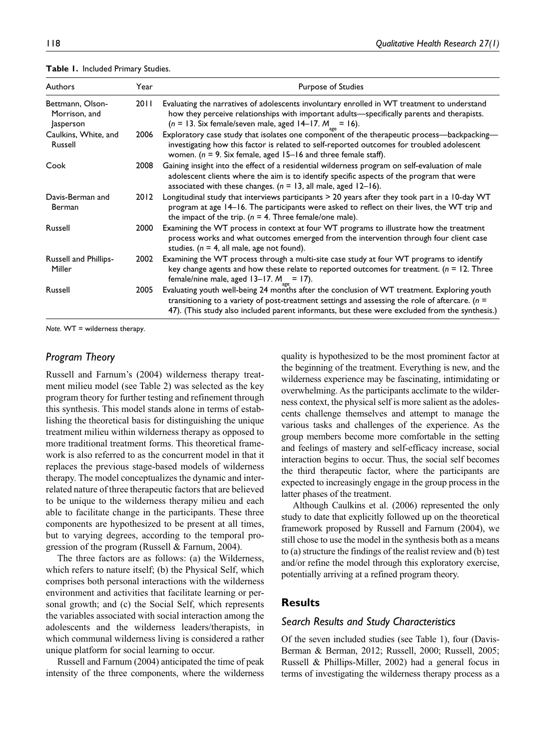**Table 1.** Included Primary Studies.

| Authors | Year | Purpose of Studies |
| --- | --- | --- |
| Bettmann, Olson-Morrison, and Jasperson | 2011 | Evaluating the narratives of adolescents involuntary enrolled in WT treatment to understand how they perceive relationships with important adults—specifically parents and therapists. ($n$ = 13. Six female/seven male, aged 14–17. $M_{age}$ = 16). |
| Caulkins, White, and Russell | 2006 | Exploratory case study that isolates one component of the therapeutic process—backpacking—investigating how this factor is related to self-reported outcomes for troubled adolescent women. ($n$ = 9. Six female, aged 15–16 and three female staff). |
| Cook | 2008 | Gaining insight into the effect of a residential wilderness program on self-evaluation of male adolescent clients where the aim is to identify specific aspects of the program that were associated with these changes. ($n$ = 13, all male, aged 12–16). |
| Davis-Berman and Berman | 2012 | Longitudinal study that interviews participants > 20 years after they took part in a 10-day WT program at age 14–16. The participants were asked to reflect on their lives, the WT trip and the impact of the trip. ($n$ = 4. Three female/one male). |
| Russell | 2000 | Examining the WT process in context at four WT programs to illustrate how the treatment process works and what outcomes emerged from the intervention through four client case studies. ($n$ = 4, all male, age not found). |
| Russell and Phillips-Miller | 2002 | Examining the WT process through a multi-site case study at four WT programs to identify key change agents and how these relate to reported outcomes for treatment. ($n$ = 12. Three female/nine male, aged 13–17. $M_{age}$ = 17). |
| Russell | 2005 | Evaluating youth well-being 24 months after the conclusion of WT treatment. Exploring youth transitioning to a variety of post-treatment settings and assessing the role of aftercare. ($n$ = 47). (This study also included parent informants, but these were excluded from the synthesis.) |

*Note.* WT = wilderness therapy.

### *Program Theory*

Russell and Farnum's (2004) wilderness therapy treatment milieu model (see Table 2) was selected as the key program theory for further testing and refinement through this synthesis. This model stands alone in terms of establishing the theoretical basis for distinguishing the unique treatment milieu within wilderness therapy as opposed to more traditional treatment forms. This theoretical framework is also referred to as the concurrent model in that it replaces the previous stage-based models of wilderness therapy. The model conceptualizes the dynamic and interrelated nature of three therapeutic factors that are believed to be unique to the wilderness therapy milieu and each able to facilitate change in the participants. These three components are hypothesized to be present at all times, but to varying degrees, according to the temporal progression of the program (Russell & Farnum, 2004).

The three factors are as follows: (a) the Wilderness, which refers to nature itself; (b) the Physical Self, which comprises both personal interactions with the wilderness environment and activities that facilitate learning or personal growth; and (c) the Social Self, which represents the variables associated with social interaction among the adolescents and the wilderness leaders/therapists, in which communal wilderness living is considered a rather unique platform for social learning to occur.

Russell and Farnum (2004) anticipated the time of peak intensity of the three components, where the wilderness quality is hypothesized to be the most prominent factor at the beginning of the treatment. Everything is new, and the wilderness experience may be fascinating, intimidating or overwhelming. As the participants acclimate to the wilderness context, the physical self is more salient as the adolescents challenge themselves and attempt to manage the various tasks and challenges of the experience. As the group members become more comfortable in the setting and feelings of mastery and self-efficacy increase, social interaction begins to occur. Thus, the social self becomes the third therapeutic factor, where the participants are expected to increasingly engage in the group process in the latter phases of the treatment.

Although Caulkins et al. (2006) represented the only study to date that explicitly followed up on the theoretical framework proposed by Russell and Farnum (2004), we still chose to use the model in the synthesis both as a means to (a) structure the findings of the realist review and (b) test and/or refine the model through this exploratory exercise, potentially arriving at a refined program theory.

## Results

### *Search Results and Study Characteristics*

Of the seven included studies (see Table 1), four (Davis-Berman & Berman, 2012; Russell, 2000; Russell, 2005; Russell & Phillips-Miller, 2002) had a general focus in terms of investigating the wilderness therapy process as a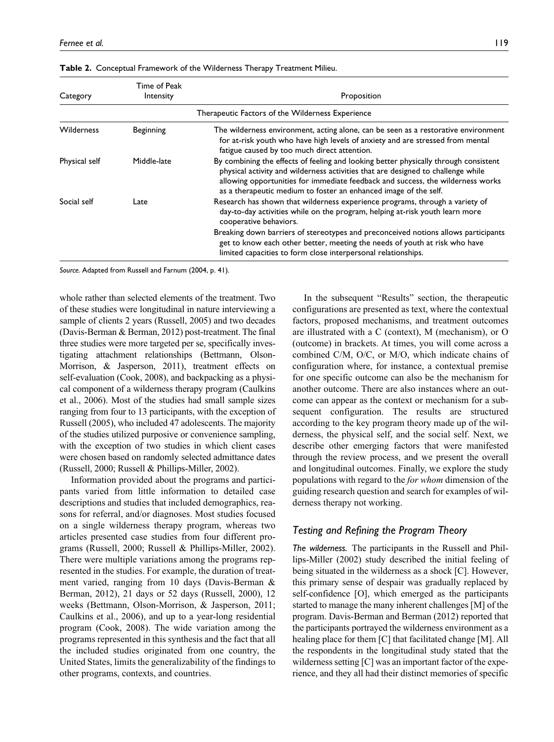**Table 2.** Conceptual Framework of the Wilderness Therapy Treatment Milieu.

| Category | Time of Peak Intensity | Proposition |
|---|---|---|
| | | Therapeutic Factors of the Wilderness Experience |
| Wilderness | Beginning | The wilderness environment, acting alone, can be seen as a restorative environment for at-risk youth who have high levels of anxiety and are stressed from mental fatigue caused by too much direct attention. |
| Physical self | Middle-late | By combining the effects of feeling and looking better physically through consistent physical activity and wilderness activities that are designed to challenge while allowing opportunities for immediate feedback and success, the wilderness works as a therapeutic medium to foster an enhanced image of the self. |
| Social self | Late | Research has shown that wilderness experience programs, through a variety of day-to-day activities while on the program, helping at-risk youth learn more cooperative behaviors. |
| | | Breaking down barriers of stereotypes and preconceived notions allows participants get to know each other better, meeting the needs of youth at risk who have limited capacities to form close interpersonal relationships. |

*Source.* Adapted from Russell and Farnum (2004, p. 41).

whole rather than selected elements of the treatment. Two of these studies were longitudinal in nature interviewing a sample of clients 2 years (Russell, 2005) and two decades (Davis-Berman & Berman, 2012) post-treatment. The final three studies were more targeted per se, specifically investigating attachment relationships (Bettmann, Olson-Morrison, & Jasperson, 2011), treatment effects on self-evaluation (Cook, 2008), and backpacking as a physical component of a wilderness therapy program (Caulkins et al., 2006). Most of the studies had small sample sizes ranging from four to 13 participants, with the exception of Russell (2005), who included 47 adolescents. The majority of the studies utilized purposive or convenience sampling, with the exception of two studies in which client cases were chosen based on randomly selected admittance dates (Russell, 2000; Russell & Phillips-Miller, 2002).

Information provided about the programs and participants varied from little information to detailed case descriptions and studies that included demographics, reasons for referral, and/or diagnoses. Most studies focused on a single wilderness therapy program, whereas two articles presented case studies from four different programs (Russell, 2000; Russell & Phillips-Miller, 2002). There were multiple variations among the programs represented in the studies. For example, the duration of treatment varied, ranging from 10 days (Davis-Berman & Berman, 2012), 21 days or 52 days (Russell, 2000), 12 weeks (Bettmann, Olson-Morrison, & Jasperson, 2011; Caulkins et al., 2006), and up to a year-long residential program (Cook, 2008). The wide variation among the programs represented in this synthesis and the fact that all the included studies originated from one country, the United States, limits the generalizability of the findings to other programs, contexts, and countries.

In the subsequent "Results" section, the therapeutic configurations are presented as text, where the contextual factors, proposed mechanisms, and treatment outcomes are illustrated with a C (context), M (mechanism), or O (outcome) in brackets. At times, you will come across a combined C/M, O/C, or M/O, which indicate chains of configuration where, for instance, a contextual premise for one specific outcome can also be the mechanism for another outcome. There are also instances where an outcome can appear as the context or mechanism for a subsequent configuration. The results are structured according to the key program theory made up of the wilderness, the physical self, and the social self. Next, we describe other emerging factors that were manifested through the review process, and we present the overall and longitudinal outcomes. Finally, we explore the study populations with regard to the *for whom* dimension of the guiding research question and search for examples of wilderness therapy not working.

## Testing and Refining the Program Theory

*The wilderness.* The participants in the Russell and Phillips-Miller (2002) study described the initial feeling of being situated in the wilderness as a shock [C]. However, this primary sense of despair was gradually replaced by self-confidence [O], which emerged as the participants started to manage the many inherent challenges [M] of the program. Davis-Berman and Berman (2012) reported that the participants portrayed the wilderness environment as a healing place for them [C] that facilitated change [M]. All the respondents in the longitudinal study stated that the wilderness setting [C] was an important factor of the experience, and they all had their distinct memories of specific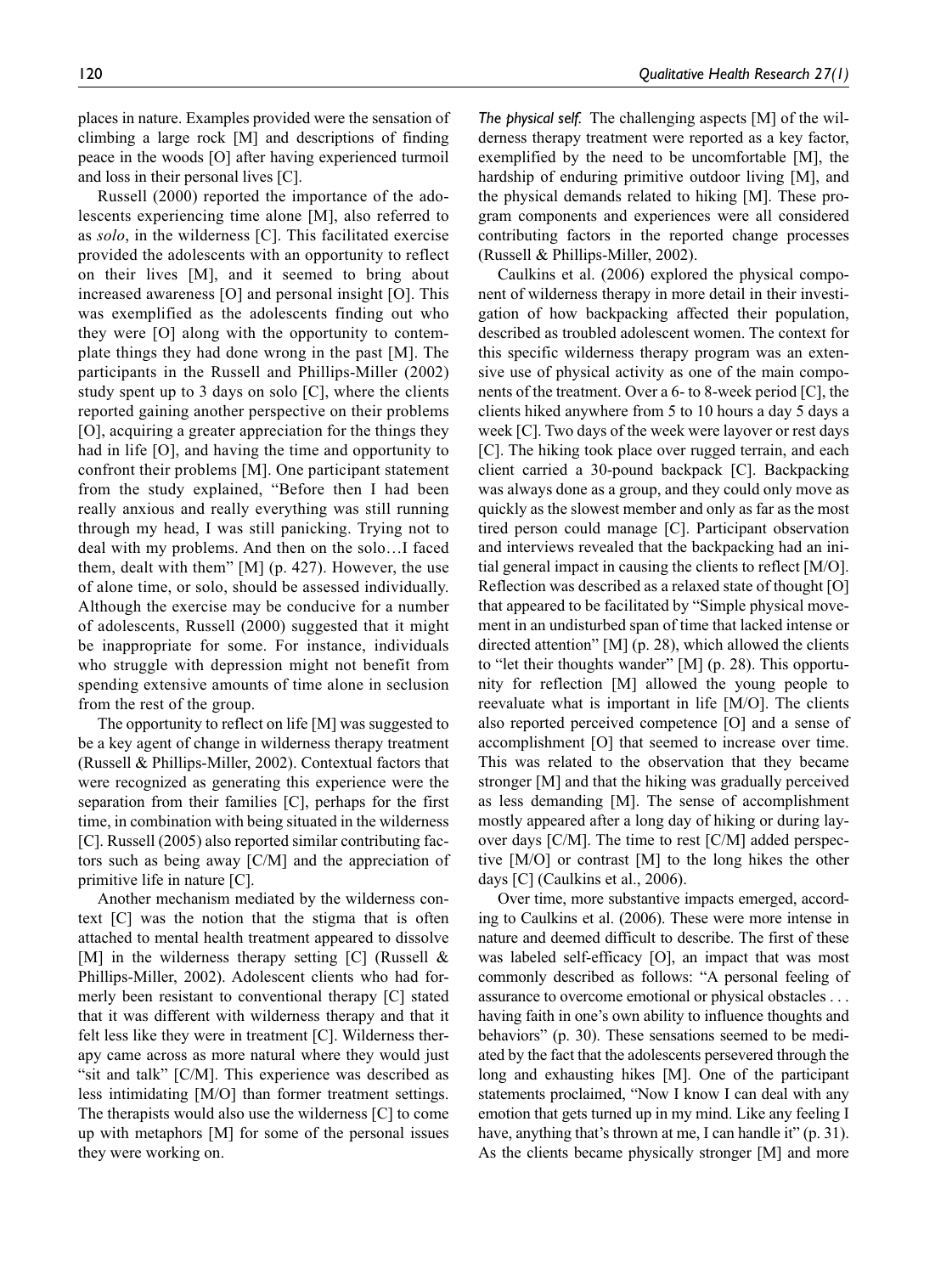places in nature. Examples provided were the sensation of climbing a large rock [M] and descriptions of finding peace in the woods [O] after having experienced turmoil and loss in their personal lives [C].

Russell (2000) reported the importance of the adolescents experiencing time alone [M], also referred to as *solo*, in the wilderness [C]. This facilitated exercise provided the adolescents with an opportunity to reflect on their lives [M], and it seemed to bring about increased awareness [O] and personal insight [O]. This was exemplified as the adolescents finding out who they were [O] along with the opportunity to contemplate things they had done wrong in the past [M]. The participants in the Russell and Phillips-Miller (2002) study spent up to 3 days on solo [C], where the clients reported gaining another perspective on their problems [O], acquiring a greater appreciation for the things they had in life [O], and having the time and opportunity to confront their problems [M]. One participant statement from the study explained, "Before then I had been really anxious and really everything was still running through my head, I was still panicking. Trying not to deal with my problems. And then on the solo…I faced them, dealt with them" [M] (p. 427). However, the use of alone time, or solo, should be assessed individually. Although the exercise may be conducive for a number of adolescents, Russell (2000) suggested that it might be inappropriate for some. For instance, individuals who struggle with depression might not benefit from spending extensive amounts of time alone in seclusion from the rest of the group.

The opportunity to reflect on life [M] was suggested to be a key agent of change in wilderness therapy treatment (Russell & Phillips-Miller, 2002). Contextual factors that were recognized as generating this experience were the separation from their families [C], perhaps for the first time, in combination with being situated in the wilderness [C]. Russell (2005) also reported similar contributing factors such as being away [C/M] and the appreciation of primitive life in nature [C].

Another mechanism mediated by the wilderness context [C] was the notion that the stigma that is often attached to mental health treatment appeared to dissolve [M] in the wilderness therapy setting [C] (Russell & Phillips-Miller, 2002). Adolescent clients who had formerly been resistant to conventional therapy [C] stated that it was different with wilderness therapy and that it felt less like they were in treatment [C]. Wilderness therapy came across as more natural where they would just "sit and talk" [C/M]. This experience was described as less intimidating [M/O] than former treatment settings. The therapists would also use the wilderness [C] to come up with metaphors [M] for some of the personal issues they were working on.

*The physical self.* The challenging aspects [M] of the wilderness therapy treatment were reported as a key factor, exemplified by the need to be uncomfortable [M], the hardship of enduring primitive outdoor living [M], and the physical demands related to hiking [M]. These program components and experiences were all considered contributing factors in the reported change processes (Russell & Phillips-Miller, 2002).

Caulkins et al. (2006) explored the physical component of wilderness therapy in more detail in their investigation of how backpacking affected their population, described as troubled adolescent women. The context for this specific wilderness therapy program was an extensive use of physical activity as one of the main components of the treatment. Over a 6- to 8-week period [C], the clients hiked anywhere from 5 to 10 hours a day 5 days a week [C]. Two days of the week were layover or rest days [C]. The hiking took place over rugged terrain, and each client carried a 30-pound backpack [C]. Backpacking was always done as a group, and they could only move as quickly as the slowest member and only as far as the most tired person could manage [C]. Participant observation and interviews revealed that the backpacking had an initial general impact in causing the clients to reflect [M/O]. Reflection was described as a relaxed state of thought [O] that appeared to be facilitated by "Simple physical movement in an undisturbed span of time that lacked intense or directed attention" [M] (p. 28), which allowed the clients to "let their thoughts wander" [M] (p. 28). This opportunity for reflection [M] allowed the young people to reevaluate what is important in life [M/O]. The clients also reported perceived competence [O] and a sense of accomplishment [O] that seemed to increase over time. This was related to the observation that they became stronger [M] and that the hiking was gradually perceived as less demanding [M]. The sense of accomplishment mostly appeared after a long day of hiking or during layover days [C/M]. The time to rest [C/M] added perspective [M/O] or contrast [M] to the long hikes the other days [C] (Caulkins et al., 2006).

Over time, more substantive impacts emerged, according to Caulkins et al. (2006). These were more intense in nature and deemed difficult to describe. The first of these was labeled self-efficacy [O], an impact that was most commonly described as follows: "A personal feeling of assurance to overcome emotional or physical obstacles . . . having faith in one's own ability to influence thoughts and behaviors" (p. 30). These sensations seemed to be mediated by the fact that the adolescents persevered through the long and exhausting hikes [M]. One of the participant statements proclaimed, "Now I know I can deal with any emotion that gets turned up in my mind. Like any feeling I have, anything that's thrown at me, I can handle it" (p. 31). As the clients became physically stronger [M] and more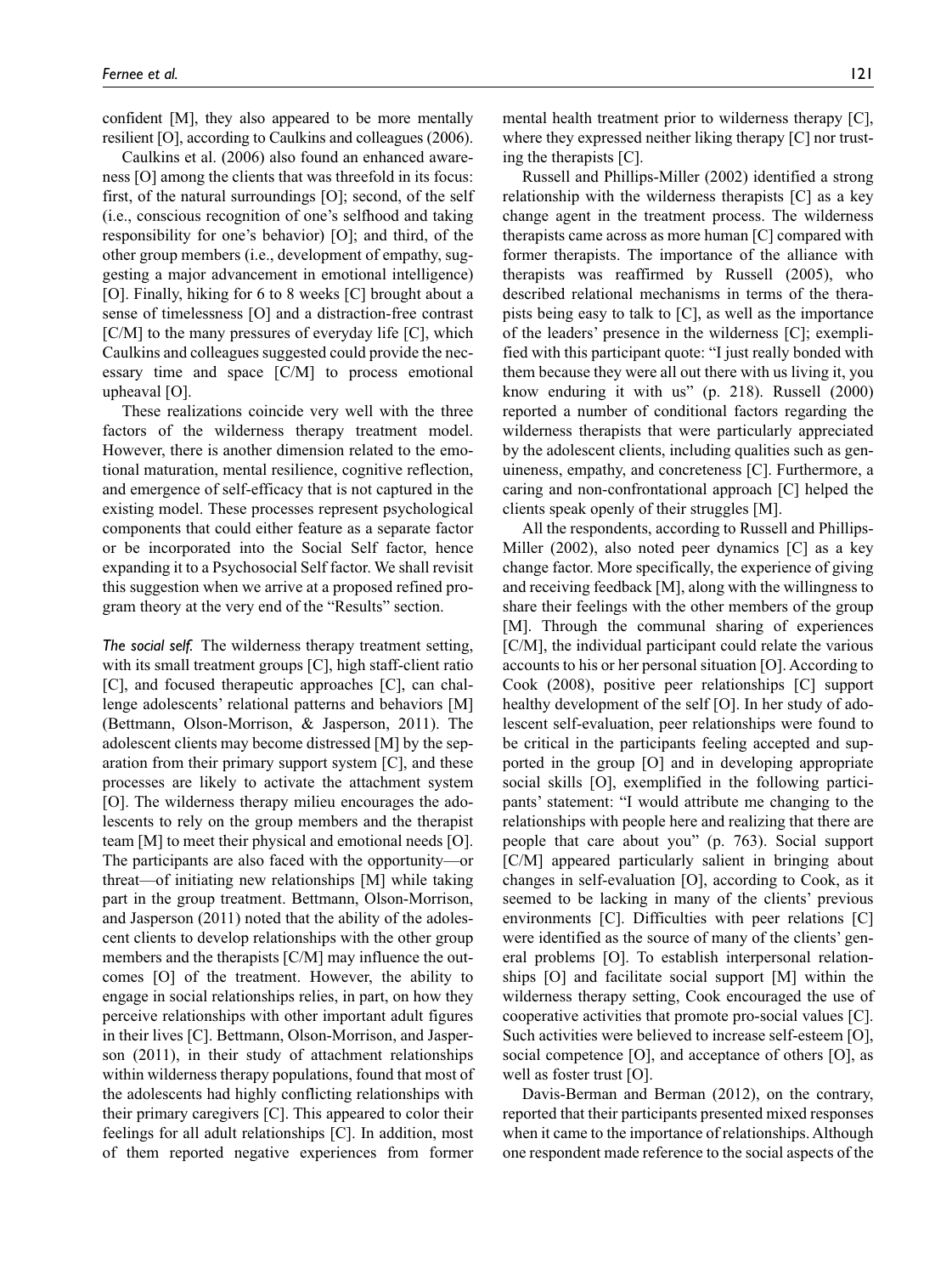confident [M], they also appeared to be more mentally resilient [O], according to Caulkins and colleagues (2006).

Caulkins et al. (2006) also found an enhanced awareness [O] among the clients that was threefold in its focus: first, of the natural surroundings [O]; second, of the self (i.e., conscious recognition of one's selfhood and taking responsibility for one's behavior) [O]; and third, of the other group members (i.e., development of empathy, suggesting a major advancement in emotional intelligence) [O]. Finally, hiking for 6 to 8 weeks [C] brought about a sense of timelessness [O] and a distraction-free contrast [C/M] to the many pressures of everyday life [C], which Caulkins and colleagues suggested could provide the necessary time and space [C/M] to process emotional upheaval [O].

These realizations coincide very well with the three factors of the wilderness therapy treatment model. However, there is another dimension related to the emotional maturation, mental resilience, cognitive reflection, and emergence of self-efficacy that is not captured in the existing model. These processes represent psychological components that could either feature as a separate factor or be incorporated into the Social Self factor, hence expanding it to a Psychosocial Self factor. We shall revisit this suggestion when we arrive at a proposed refined program theory at the very end of the "Results" section.

*The social self.* The wilderness therapy treatment setting, with its small treatment groups [C], high staff-client ratio [C], and focused therapeutic approaches [C], can challenge adolescents' relational patterns and behaviors [M] (Bettmann, Olson-Morrison, & Jasperson, 2011). The adolescent clients may become distressed [M] by the separation from their primary support system [C], and these processes are likely to activate the attachment system [O]. The wilderness therapy milieu encourages the adolescents to rely on the group members and the therapist team [M] to meet their physical and emotional needs [O]. The participants are also faced with the opportunity—or threat—of initiating new relationships [M] while taking part in the group treatment. Bettmann, Olson-Morrison, and Jasperson (2011) noted that the ability of the adolescent clients to develop relationships with the other group members and the therapists [C/M] may influence the outcomes [O] of the treatment. However, the ability to engage in social relationships relies, in part, on how they perceive relationships with other important adult figures in their lives [C]. Bettmann, Olson-Morrison, and Jasperson (2011), in their study of attachment relationships within wilderness therapy populations, found that most of the adolescents had highly conflicting relationships with their primary caregivers [C]. This appeared to color their feelings for all adult relationships [C]. In addition, most of them reported negative experiences from former mental health treatment prior to wilderness therapy [C], where they expressed neither liking therapy [C] nor trusting the therapists [C].

Russell and Phillips-Miller (2002) identified a strong relationship with the wilderness therapists [C] as a key change agent in the treatment process. The wilderness therapists came across as more human [C] compared with former therapists. The importance of the alliance with therapists was reaffirmed by Russell (2005), who described relational mechanisms in terms of the therapists being easy to talk to [C], as well as the importance of the leaders' presence in the wilderness [C]; exemplified with this participant quote: "I just really bonded with them because they were all out there with us living it, you know enduring it with us" (p. 218). Russell (2000) reported a number of conditional factors regarding the wilderness therapists that were particularly appreciated by the adolescent clients, including qualities such as genuineness, empathy, and concreteness [C]. Furthermore, a caring and non-confrontational approach [C] helped the clients speak openly of their struggles [M].

All the respondents, according to Russell and Phillips-Miller (2002), also noted peer dynamics [C] as a key change factor. More specifically, the experience of giving and receiving feedback [M], along with the willingness to share their feelings with the other members of the group [M]. Through the communal sharing of experiences [C/M], the individual participant could relate the various accounts to his or her personal situation [O]. According to Cook (2008), positive peer relationships [C] support healthy development of the self [O]. In her study of adolescent self-evaluation, peer relationships were found to be critical in the participants feeling accepted and supported in the group [O] and in developing appropriate social skills [O], exemplified in the following participants' statement: "I would attribute me changing to the relationships with people here and realizing that there are people that care about you" (p. 763). Social support [C/M] appeared particularly salient in bringing about changes in self-evaluation [O], according to Cook, as it seemed to be lacking in many of the clients' previous environments [C]. Difficulties with peer relations [C] were identified as the source of many of the clients' general problems [O]. To establish interpersonal relationships [O] and facilitate social support [M] within the wilderness therapy setting, Cook encouraged the use of cooperative activities that promote pro-social values [C]. Such activities were believed to increase self-esteem [O], social competence [O], and acceptance of others [O], as well as foster trust [O].

Davis-Berman and Berman (2012), on the contrary, reported that their participants presented mixed responses when it came to the importance of relationships. Although one respondent made reference to the social aspects of the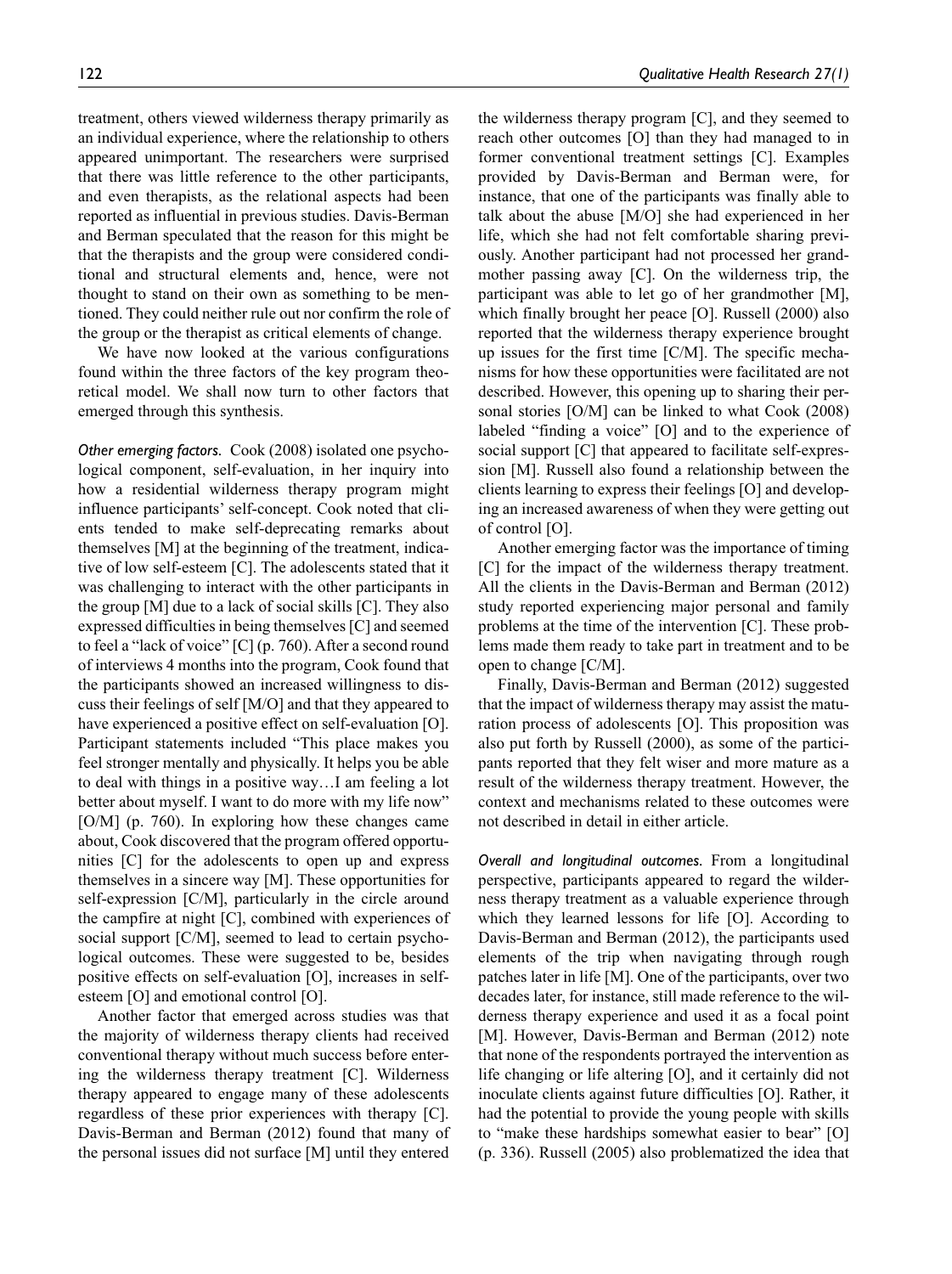treatment, others viewed wilderness therapy primarily as an individual experience, where the relationship to others appeared unimportant. The researchers were surprised that there was little reference to the other participants, and even therapists, as the relational aspects had been reported as influential in previous studies. Davis-Berman and Berman speculated that the reason for this might be that the therapists and the group were considered conditional and structural elements and, hence, were not thought to stand on their own as something to be mentioned. They could neither rule out nor confirm the role of the group or the therapist as critical elements of change.

We have now looked at the various configurations found within the three factors of the key program theoretical model. We shall now turn to other factors that emerged through this synthesis.

*Other emerging factors.* Cook (2008) isolated one psychological component, self-evaluation, in her inquiry into how a residential wilderness therapy program might influence participants' self-concept. Cook noted that clients tended to make self-deprecating remarks about themselves [M] at the beginning of the treatment, indicative of low self-esteem [C]. The adolescents stated that it was challenging to interact with the other participants in the group [M] due to a lack of social skills [C]. They also expressed difficulties in being themselves [C] and seemed to feel a "lack of voice" [C] (p. 760). After a second round of interviews 4 months into the program, Cook found that the participants showed an increased willingness to discuss their feelings of self [M/O] and that they appeared to have experienced a positive effect on self-evaluation [O]. Participant statements included "This place makes you feel stronger mentally and physically. It helps you be able to deal with things in a positive way…I am feeling a lot better about myself. I want to do more with my life now" [O/M] (p. 760). In exploring how these changes came about, Cook discovered that the program offered opportunities [C] for the adolescents to open up and express themselves in a sincere way [M]. These opportunities for self-expression [C/M], particularly in the circle around the campfire at night [C], combined with experiences of social support [C/M], seemed to lead to certain psychological outcomes. These were suggested to be, besides positive effects on self-evaluation [O], increases in self-esteem [O] and emotional control [O].

Another factor that emerged across studies was that the majority of wilderness therapy clients had received conventional therapy without much success before entering the wilderness therapy treatment [C]. Wilderness therapy appeared to engage many of these adolescents regardless of these prior experiences with therapy [C]. Davis-Berman and Berman (2012) found that many of the personal issues did not surface [M] until they entered the wilderness therapy program [C], and they seemed to reach other outcomes [O] than they had managed to in former conventional treatment settings [C]. Examples provided by Davis-Berman and Berman were, for instance, that one of the participants was finally able to talk about the abuse [M/O] she had experienced in her life, which she had not felt comfortable sharing previously. Another participant had not processed her grandmother passing away [C]. On the wilderness trip, the participant was able to let go of her grandmother [M], which finally brought her peace [O]. Russell (2000) also reported that the wilderness therapy experience brought up issues for the first time [C/M]. The specific mechanisms for how these opportunities were facilitated are not described. However, this opening up to sharing their personal stories [O/M] can be linked to what Cook (2008) labeled "finding a voice" [O] and to the experience of social support [C] that appeared to facilitate self-expression [M]. Russell also found a relationship between the clients learning to express their feelings [O] and developing an increased awareness of when they were getting out of control [O].

Another emerging factor was the importance of timing [C] for the impact of the wilderness therapy treatment. All the clients in the Davis-Berman and Berman (2012) study reported experiencing major personal and family problems at the time of the intervention [C]. These problems made them ready to take part in treatment and to be open to change [C/M].

Finally, Davis-Berman and Berman (2012) suggested that the impact of wilderness therapy may assist the maturation process of adolescents [O]. This proposition was also put forth by Russell (2000), as some of the participants reported that they felt wiser and more mature as a result of the wilderness therapy treatment. However, the context and mechanisms related to these outcomes were not described in detail in either article.

*Overall and longitudinal outcomes.* From a longitudinal perspective, participants appeared to regard the wilderness therapy treatment as a valuable experience through which they learned lessons for life [O]. According to Davis-Berman and Berman (2012), the participants used elements of the trip when navigating through rough patches later in life [M]. One of the participants, over two decades later, for instance, still made reference to the wilderness therapy experience and used it as a focal point [M]. However, Davis-Berman and Berman (2012) note that none of the respondents portrayed the intervention as life changing or life altering [O], and it certainly did not inoculate clients against future difficulties [O]. Rather, it had the potential to provide the young people with skills to "make these hardships somewhat easier to bear" [O] (p. 336). Russell (2005) also problematized the idea that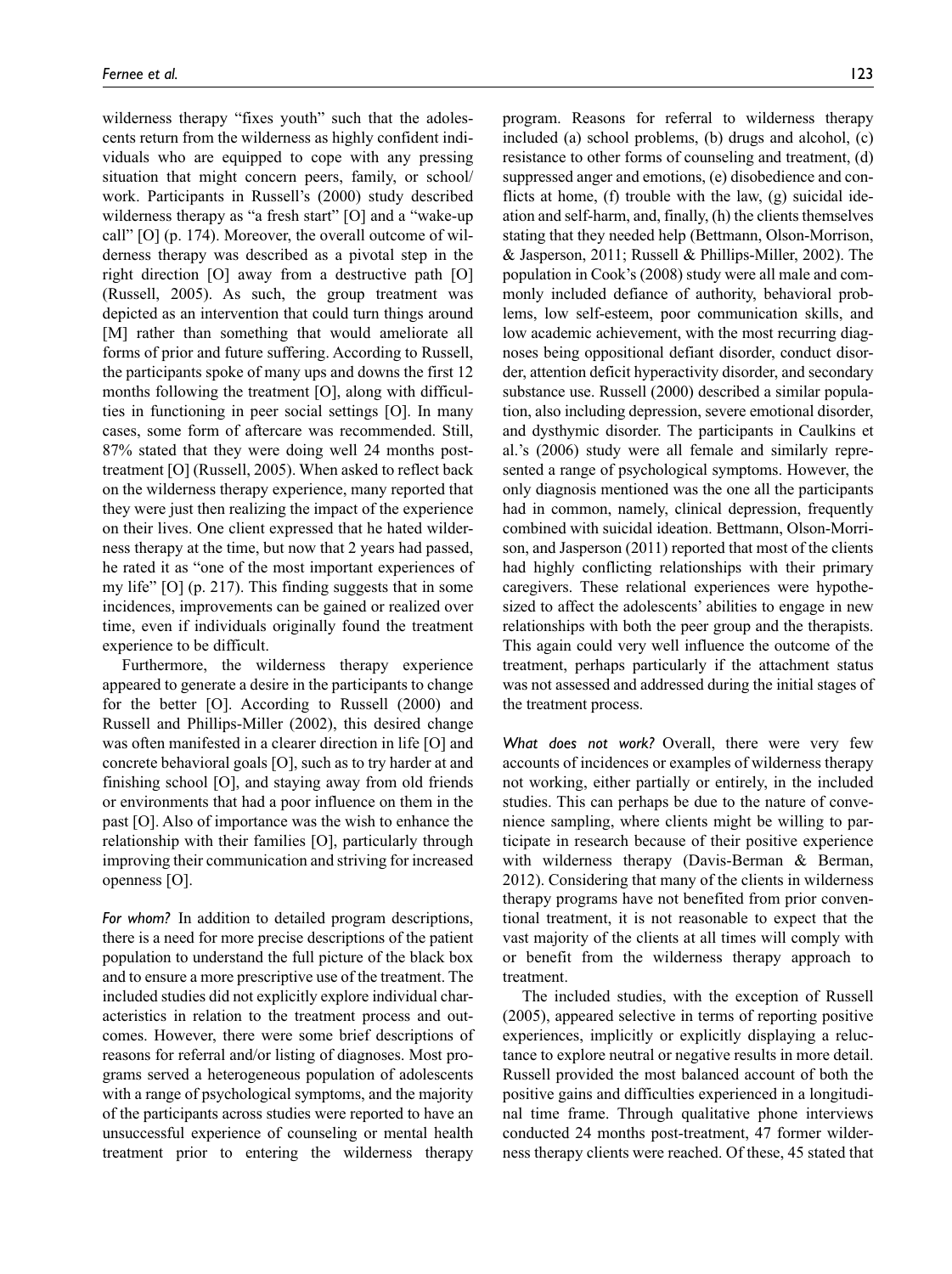wilderness therapy "fixes youth" such that the adolescents return from the wilderness as highly confident individuals who are equipped to cope with any pressing situation that might concern peers, family, or school/work. Participants in Russell's (2000) study described wilderness therapy as "a fresh start" [O] and a "wake-up call" [O] (p. 174). Moreover, the overall outcome of wilderness therapy was described as a pivotal step in the right direction [O] away from a destructive path [O] (Russell, 2005). As such, the group treatment was depicted as an intervention that could turn things around [M] rather than something that would ameliorate all forms of prior and future suffering. According to Russell, the participants spoke of many ups and downs the first 12 months following the treatment [O], along with difficulties in functioning in peer social settings [O]. In many cases, some form of aftercare was recommended. Still, 87% stated that they were doing well 24 months post-treatment [O] (Russell, 2005). When asked to reflect back on the wilderness therapy experience, many reported that they were just then realizing the impact of the experience on their lives. One client expressed that he hated wilderness therapy at the time, but now that 2 years had passed, he rated it as "one of the most important experiences of my life" [O] (p. 217). This finding suggests that in some incidences, improvements can be gained or realized over time, even if individuals originally found the treatment experience to be difficult.

Furthermore, the wilderness therapy experience appeared to generate a desire in the participants to change for the better [O]. According to Russell (2000) and Russell and Phillips-Miller (2002), this desired change was often manifested in a clearer direction in life [O] and concrete behavioral goals [O], such as to try harder at and finishing school [O], and staying away from old friends or environments that had a poor influence on them in the past [O]. Also of importance was the wish to enhance the relationship with their families [O], particularly through improving their communication and striving for increased openness [O].

*For whom?* In addition to detailed program descriptions, there is a need for more precise descriptions of the patient population to understand the full picture of the black box and to ensure a more prescriptive use of the treatment. The included studies did not explicitly explore individual characteristics in relation to the treatment process and outcomes. However, there were some brief descriptions of reasons for referral and/or listing of diagnoses. Most programs served a heterogeneous population of adolescents with a range of psychological symptoms, and the majority of the participants across studies were reported to have an unsuccessful experience of counseling or mental health treatment prior to entering the wilderness therapy program. Reasons for referral to wilderness therapy included (a) school problems, (b) drugs and alcohol, (c) resistance to other forms of counseling and treatment, (d) suppressed anger and emotions, (e) disobedience and conflicts at home, (f) trouble with the law, (g) suicidal ideation and self-harm, and, finally, (h) the clients themselves stating that they needed help (Bettmann, Olson-Morrison, & Jasperson, 2011; Russell & Phillips-Miller, 2002). The population in Cook's (2008) study were all male and commonly included defiance of authority, behavioral problems, low self-esteem, poor communication skills, and low academic achievement, with the most recurring diagnoses being oppositional defiant disorder, conduct disorder, attention deficit hyperactivity disorder, and secondary substance use. Russell (2000) described a similar population, also including depression, severe emotional disorder, and dysthymic disorder. The participants in Caulkins et al.'s (2006) study were all female and similarly represented a range of psychological symptoms. However, the only diagnosis mentioned was the one all the participants had in common, namely, clinical depression, frequently combined with suicidal ideation. Bettmann, Olson-Morrison, and Jasperson (2011) reported that most of the clients had highly conflicting relationships with their primary caregivers. These relational experiences were hypothesized to affect the adolescents' abilities to engage in new relationships with both the peer group and the therapists. This again could very well influence the outcome of the treatment, perhaps particularly if the attachment status was not assessed and addressed during the initial stages of the treatment process.

*What does not work?* Overall, there were very few accounts of incidences or examples of wilderness therapy not working, either partially or entirely, in the included studies. This can perhaps be due to the nature of convenience sampling, where clients might be willing to participate in research because of their positive experience with wilderness therapy (Davis-Berman & Berman, 2012). Considering that many of the clients in wilderness therapy programs have not benefited from prior conventional treatment, it is not reasonable to expect that the vast majority of the clients at all times will comply with or benefit from the wilderness therapy approach to treatment.

The included studies, with the exception of Russell (2005), appeared selective in terms of reporting positive experiences, implicitly or explicitly displaying a reluctance to explore neutral or negative results in more detail. Russell provided the most balanced account of both the positive gains and difficulties experienced in a longitudinal time frame. Through qualitative phone interviews conducted 24 months post-treatment, 47 former wilderness therapy clients were reached. Of these, 45 stated that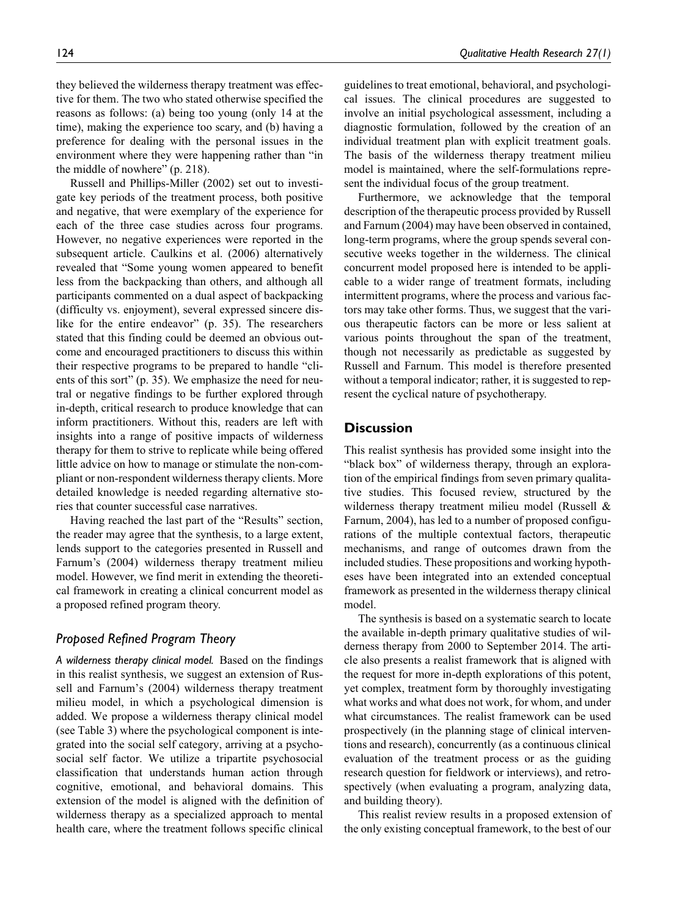they believed the wilderness therapy treatment was effective for them. The two who stated otherwise specified the reasons as follows: (a) being too young (only 14 at the time), making the experience too scary, and (b) having a preference for dealing with the personal issues in the environment where they were happening rather than "in the middle of nowhere" (p. 218).

Russell and Phillips-Miller (2002) set out to investigate key periods of the treatment process, both positive and negative, that were exemplary of the experience for each of the three case studies across four programs. However, no negative experiences were reported in the subsequent article. Caulkins et al. (2006) alternatively revealed that "Some young women appeared to benefit less from the backpacking than others, and although all participants commented on a dual aspect of backpacking (difficulty vs. enjoyment), several expressed sincere dislike for the entire endeavor" (p. 35). The researchers stated that this finding could be deemed an obvious outcome and encouraged practitioners to discuss this within their respective programs to be prepared to handle "clients of this sort" (p. 35). We emphasize the need for neutral or negative findings to be further explored through in-depth, critical research to produce knowledge that can inform practitioners. Without this, readers are left with insights into a range of positive impacts of wilderness therapy for them to strive to replicate while being offered little advice on how to manage or stimulate the non-compliant or non-respondent wilderness therapy clients. More detailed knowledge is needed regarding alternative stories that counter successful case narratives.

Having reached the last part of the "Results" section, the reader may agree that the synthesis, to a large extent, lends support to the categories presented in Russell and Farnum's (2004) wilderness therapy treatment milieu model. However, we find merit in extending the theoretical framework in creating a clinical concurrent model as a proposed refined program theory.

### *Proposed Refined Program Theory*

*A wilderness therapy clinical model.* Based on the findings in this realist synthesis, we suggest an extension of Russell and Farnum's (2004) wilderness therapy treatment milieu model, in which a psychological dimension is added. We propose a wilderness therapy clinical model (see Table 3) where the psychological component is integrated into the social self category, arriving at a psychosocial self factor. We utilize a tripartite psychosocial classification that understands human action through cognitive, emotional, and behavioral domains. This extension of the model is aligned with the definition of wilderness therapy as a specialized approach to mental health care, where the treatment follows specific clinical guidelines to treat emotional, behavioral, and psychological issues. The clinical procedures are suggested to involve an initial psychological assessment, including a diagnostic formulation, followed by the creation of an individual treatment plan with explicit treatment goals. The basis of the wilderness therapy treatment milieu model is maintained, where the self-formulations represent the individual focus of the group treatment.

Furthermore, we acknowledge that the temporal description of the therapeutic process provided by Russell and Farnum (2004) may have been observed in contained, long-term programs, where the group spends several consecutive weeks together in the wilderness. The clinical concurrent model proposed here is intended to be applicable to a wider range of treatment formats, including intermittent programs, where the process and various factors may take other forms. Thus, we suggest that the various therapeutic factors can be more or less salient at various points throughout the span of the treatment, though not necessarily as predictable as suggested by Russell and Farnum. This model is therefore presented without a temporal indicator; rather, it is suggested to represent the cyclical nature of psychotherapy.

## Discussion

This realist synthesis has provided some insight into the "black box" of wilderness therapy, through an exploration of the empirical findings from seven primary qualitative studies. This focused review, structured by the wilderness therapy treatment milieu model (Russell & Farnum, 2004), has led to a number of proposed configurations of the multiple contextual factors, therapeutic mechanisms, and range of outcomes drawn from the included studies. These propositions and working hypotheses have been integrated into an extended conceptual framework as presented in the wilderness therapy clinical model.

The synthesis is based on a systematic search to locate the available in-depth primary qualitative studies of wilderness therapy from 2000 to September 2014. The article also presents a realist framework that is aligned with the request for more in-depth explorations of this potent, yet complex, treatment form by thoroughly investigating what works and what does not work, for whom, and under what circumstances. The realist framework can be used prospectively (in the planning stage of clinical interventions and research), concurrently (as a continuous clinical evaluation of the treatment process or as the guiding research question for fieldwork or interviews), and retrospectively (when evaluating a program, analyzing data, and building theory).

This realist review results in a proposed extension of the only existing conceptual framework, to the best of our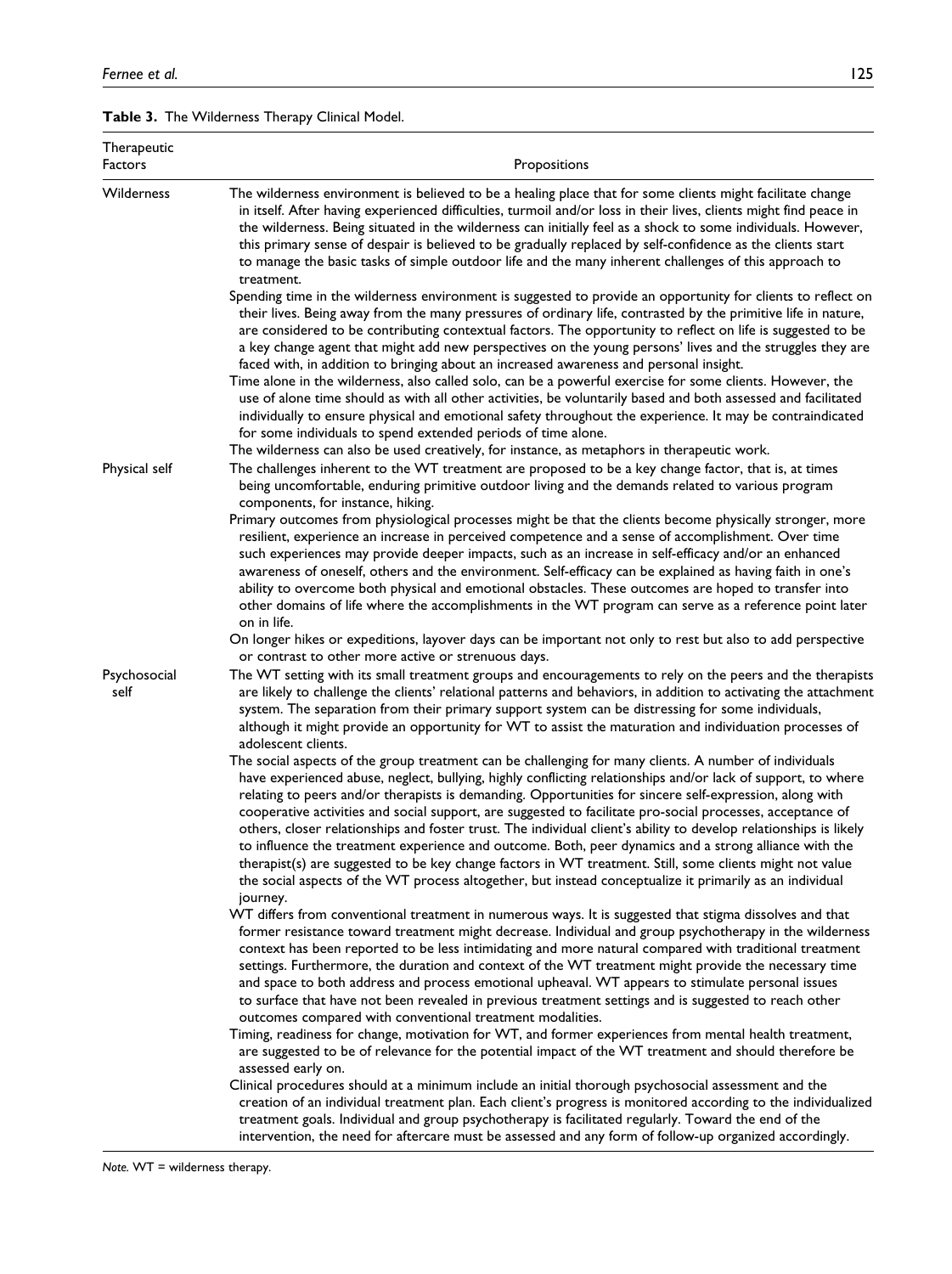**Table 3.** The Wilderness Therapy Clinical Model.

| Therapeutic Factors | Propositions |
|---|---|
| Wilderness | The wilderness environment is believed to be a healing place that for some clients might facilitate change in itself. After having experienced difficulties, turmoil and/or loss in their lives, clients might find peace in the wilderness. Being situated in the wilderness can initially feel as a shock to some individuals. However, this primary sense of despair is believed to be gradually replaced by self-confidence as the clients start to manage the basic tasks of simple outdoor life and the many inherent challenges of this approach to treatment. |
| | Spending time in the wilderness environment is suggested to provide an opportunity for clients to reflect on their lives. Being away from the many pressures of ordinary life, contrasted by the primitive life in nature, are considered to be contributing contextual factors. The opportunity to reflect on life is suggested to be a key change agent that might add new perspectives on the young persons' lives and the struggles they are faced with, in addition to bringing about an increased awareness and personal insight. |
| | Time alone in the wilderness, also called solo, can be a powerful exercise for some clients. However, the use of alone time should as with all other activities, be voluntarily based and both assessed and facilitated individually to ensure physical and emotional safety throughout the experience. It may be contraindicated for some individuals to spend extended periods of time alone. |
| | The wilderness can also be used creatively, for instance, as metaphors in therapeutic work. |
| Physical self | The challenges inherent to the WT treatment are proposed to be a key change factor, that is, at times being uncomfortable, enduring primitive outdoor living and the demands related to various program components, for instance, hiking. |
| | Primary outcomes from physiological processes might be that the clients become physically stronger, more resilient, experience an increase in perceived competence and a sense of accomplishment. Over time such experiences may provide deeper impacts, such as an increase in self-efficacy and/or an enhanced awareness of oneself, others and the environment. Self-efficacy can be explained as having faith in one's ability to overcome both physical and emotional obstacles. These outcomes are hoped to transfer into other domains of life where the accomplishments in the WT program can serve as a reference point later on in life. |
| | On longer hikes or expeditions, layover days can be important not only to rest but also to add perspective or contrast to other more active or strenuous days. |
| Psychosocial self | The WT setting with its small treatment groups and encouragements to rely on the peers and the therapists are likely to challenge the clients' relational patterns and behaviors, in addition to activating the attachment system. The separation from their primary support system can be distressing for some individuals, although it might provide an opportunity for WT to assist the maturation and individuation processes of adolescent clients. |
| | The social aspects of the group treatment can be challenging for many clients. A number of individuals have experienced abuse, neglect, bullying, highly conflicting relationships and/or lack of support, to where relating to peers and/or therapists is demanding. Opportunities for sincere self-expression, along with cooperative activities and social support, are suggested to facilitate pro-social processes, acceptance of others, closer relationships and foster trust. The individual client's ability to develop relationships is likely to influence the treatment experience and outcome. Both, peer dynamics and a strong alliance with the therapist(s) are suggested to be key change factors in WT treatment. Still, some clients might not value the social aspects of the WT process altogether, but instead conceptualize it primarily as an individual journey. |
| | WT differs from conventional treatment in numerous ways. It is suggested that stigma dissolves and that former resistance toward treatment might decrease. Individual and group psychotherapy in the wilderness context has been reported to be less intimidating and more natural compared with traditional treatment settings. Furthermore, the duration and context of the WT treatment might provide the necessary time and space to both address and process emotional upheaval. WT appears to stimulate personal issues to surface that have not been revealed in previous treatment settings and is suggested to reach other outcomes compared with conventional treatment modalities. |
| | Timing, readiness for change, motivation for WT, and former experiences from mental health treatment, are suggested to be of relevance for the potential impact of the WT treatment and should therefore be assessed early on. |
| | Clinical procedures should at a minimum include an initial thorough psychosocial assessment and the creation of an individual treatment plan. Each client's progress is monitored according to the individualized treatment goals. Individual and group psychotherapy is facilitated regularly. Toward the end of the intervention, the need for aftercare must be assessed and any form of follow-up organized accordingly. |

*Note.* WT = wilderness therapy.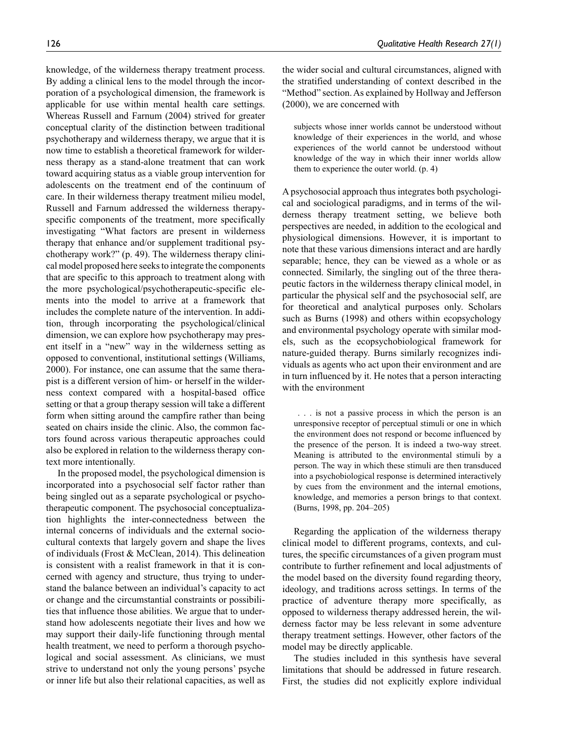knowledge, of the wilderness therapy treatment process. By adding a clinical lens to the model through the incorporation of a psychological dimension, the framework is applicable for use within mental health care settings. Whereas Russell and Farnum (2004) strived for greater conceptual clarity of the distinction between traditional psychotherapy and wilderness therapy, we argue that it is now time to establish a theoretical framework for wilderness therapy as a stand-alone treatment that can work toward acquiring status as a viable group intervention for adolescents on the treatment end of the continuum of care. In their wilderness therapy treatment milieu model, Russell and Farnum addressed the wilderness therapy-specific components of the treatment, more specifically investigating "What factors are present in wilderness therapy that enhance and/or supplement traditional psychotherapy work?" (p. 49). The wilderness therapy clinical model proposed here seeks to integrate the components that are specific to this approach to treatment along with the more psychological/psychotherapeutic-specific elements into the model to arrive at a framework that includes the complete nature of the intervention. In addition, through incorporating the psychological/clinical dimension, we can explore how psychotherapy may present itself in a "new" way in the wilderness setting as opposed to conventional, institutional settings (Williams, 2000). For instance, one can assume that the same therapist is a different version of him- or herself in the wilderness context compared with a hospital-based office setting or that a group therapy session will take a different form when sitting around the campfire rather than being seated on chairs inside the clinic. Also, the common factors found across various therapeutic approaches could also be explored in relation to the wilderness therapy context more intentionally.

In the proposed model, the psychological dimension is incorporated into a psychosocial self factor rather than being singled out as a separate psychological or psychotherapeutic component. The psychosocial conceptualization highlights the inter-connectedness between the internal concerns of individuals and the external sociocultural contexts that largely govern and shape the lives of individuals (Frost & McClean, 2014). This delineation is consistent with a realist framework in that it is concerned with agency and structure, thus trying to understand the balance between an individual's capacity to act or change and the circumstantial constraints or possibilities that influence those abilities. We argue that to understand how adolescents negotiate their lives and how we may support their daily-life functioning through mental health treatment, we need to perform a thorough psychological and social assessment. As clinicians, we must strive to understand not only the young persons' psyche or inner life but also their relational capacities, as well as the wider social and cultural circumstances, aligned with the stratified understanding of context described in the "Method" section. As explained by Hollway and Jefferson (2000), we are concerned with

> subjects whose inner worlds cannot be understood without knowledge of their experiences in the world, and whose experiences of the world cannot be understood without knowledge of the way in which their inner worlds allow them to experience the outer world. (p. 4)

A psychosocial approach thus integrates both psychological and sociological paradigms, and in terms of the wilderness therapy treatment setting, we believe both perspectives are needed, in addition to the ecological and physiological dimensions. However, it is important to note that these various dimensions interact and are hardly separable; hence, they can be viewed as a whole or as connected. Similarly, the singling out of the three therapeutic factors in the wilderness therapy clinical model, in particular the physical self and the psychosocial self, are for theoretical and analytical purposes only. Scholars such as Burns (1998) and others within ecopsychology and environmental psychology operate with similar models, such as the ecopsychobiological framework for nature-guided therapy. Burns similarly recognizes individuals as agents who act upon their environment and are in turn influenced by it. He notes that a person interacting with the environment

> . . . is not a passive process in which the person is an unresponsive receptor of perceptual stimuli or one in which the environment does not respond or become influenced by the presence of the person. It is indeed a two-way street. Meaning is attributed to the environmental stimuli by a person. The way in which these stimuli are then transduced into a psychobiological response is determined interactively by cues from the environment and the internal emotions, knowledge, and memories a person brings to that context. (Burns, 1998, pp. 204–205)

Regarding the application of the wilderness therapy clinical model to different programs, contexts, and cultures, the specific circumstances of a given program must contribute to further refinement and local adjustments of the model based on the diversity found regarding theory, ideology, and traditions across settings. In terms of the practice of adventure therapy more specifically, as opposed to wilderness therapy addressed herein, the wilderness factor may be less relevant in some adventure therapy treatment settings. However, other factors of the model may be directly applicable.

The studies included in this synthesis have several limitations that should be addressed in future research. First, the studies did not explicitly explore individual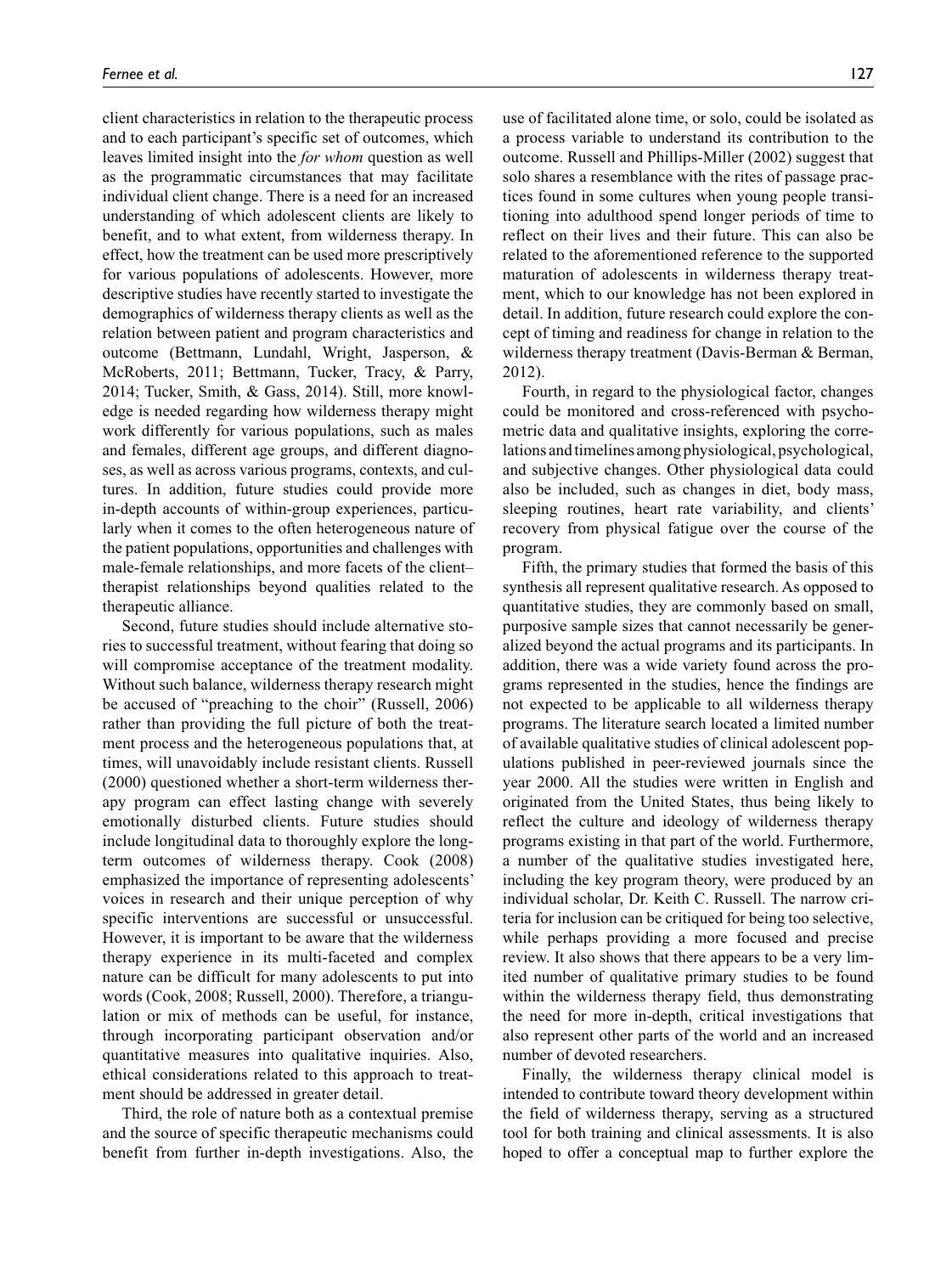client characteristics in relation to the therapeutic process and to each participant's specific set of outcomes, which leaves limited insight into the *for whom* question as well as the programmatic circumstances that may facilitate individual client change. There is a need for an increased understanding of which adolescent clients are likely to benefit, and to what extent, from wilderness therapy. In effect, how the treatment can be used more prescriptively for various populations of adolescents. However, more descriptive studies have recently started to investigate the demographics of wilderness therapy clients as well as the relation between patient and program characteristics and outcome (Bettmann, Lundahl, Wright, Jasperson, & McRoberts, 2011; Bettmann, Tucker, Tracy, & Parry, 2014; Tucker, Smith, & Gass, 2014). Still, more knowledge is needed regarding how wilderness therapy might work differently for various populations, such as males and females, different age groups, and different diagnoses, as well as across various programs, contexts, and cultures. In addition, future studies could provide more in-depth accounts of within-group experiences, particularly when it comes to the often heterogeneous nature of the patient populations, opportunities and challenges with male-female relationships, and more facets of the client–therapist relationships beyond qualities related to the therapeutic alliance.

Second, future studies should include alternative stories to successful treatment, without fearing that doing so will compromise acceptance of the treatment modality. Without such balance, wilderness therapy research might be accused of "preaching to the choir" (Russell, 2006) rather than providing the full picture of both the treatment process and the heterogeneous populations that, at times, will unavoidably include resistant clients. Russell (2000) questioned whether a short-term wilderness therapy program can effect lasting change with severely emotionally disturbed clients. Future studies should include longitudinal data to thoroughly explore the long-term outcomes of wilderness therapy. Cook (2008) emphasized the importance of representing adolescents' voices in research and their unique perception of why specific interventions are successful or unsuccessful. However, it is important to be aware that the wilderness therapy experience in its multi-faceted and complex nature can be difficult for many adolescents to put into words (Cook, 2008; Russell, 2000). Therefore, a triangulation or mix of methods can be useful, for instance, through incorporating participant observation and/or quantitative measures into qualitative inquiries. Also, ethical considerations related to this approach to treatment should be addressed in greater detail.

Third, the role of nature both as a contextual premise and the source of specific therapeutic mechanisms could benefit from further in-depth investigations. Also, the use of facilitated alone time, or solo, could be isolated as a process variable to understand its contribution to the outcome. Russell and Phillips-Miller (2002) suggest that solo shares a resemblance with the rites of passage practices found in some cultures when young people transitioning into adulthood spend longer periods of time to reflect on their lives and their future. This can also be related to the aforementioned reference to the supported maturation of adolescents in wilderness therapy treatment, which to our knowledge has not been explored in detail. In addition, future research could explore the concept of timing and readiness for change in relation to the wilderness therapy treatment (Davis-Berman & Berman, 2012).

Fourth, in regard to the physiological factor, changes could be monitored and cross-referenced with psychometric data and qualitative insights, exploring the correlations and timelines among physiological, psychological, and subjective changes. Other physiological data could also be included, such as changes in diet, body mass, sleeping routines, heart rate variability, and clients' recovery from physical fatigue over the course of the program.

Fifth, the primary studies that formed the basis of this synthesis all represent qualitative research. As opposed to quantitative studies, they are commonly based on small, purposive sample sizes that cannot necessarily be generalized beyond the actual programs and its participants. In addition, there was a wide variety found across the programs represented in the studies, hence the findings are not expected to be applicable to all wilderness therapy programs. The literature search located a limited number of available qualitative studies of clinical adolescent populations published in peer-reviewed journals since the year 2000. All the studies were written in English and originated from the United States, thus being likely to reflect the culture and ideology of wilderness therapy programs existing in that part of the world. Furthermore, a number of the qualitative studies investigated here, including the key program theory, were produced by an individual scholar, Dr. Keith C. Russell. The narrow criteria for inclusion can be critiqued for being too selective, while perhaps providing a more focused and precise review. It also shows that there appears to be a very limited number of qualitative primary studies to be found within the wilderness therapy field, thus demonstrating the need for more in-depth, critical investigations that also represent other parts of the world and an increased number of devoted researchers.

Finally, the wilderness therapy clinical model is intended to contribute toward theory development within the field of wilderness therapy, serving as a structured tool for both training and clinical assessments. It is also hoped to offer a conceptual map to further explore the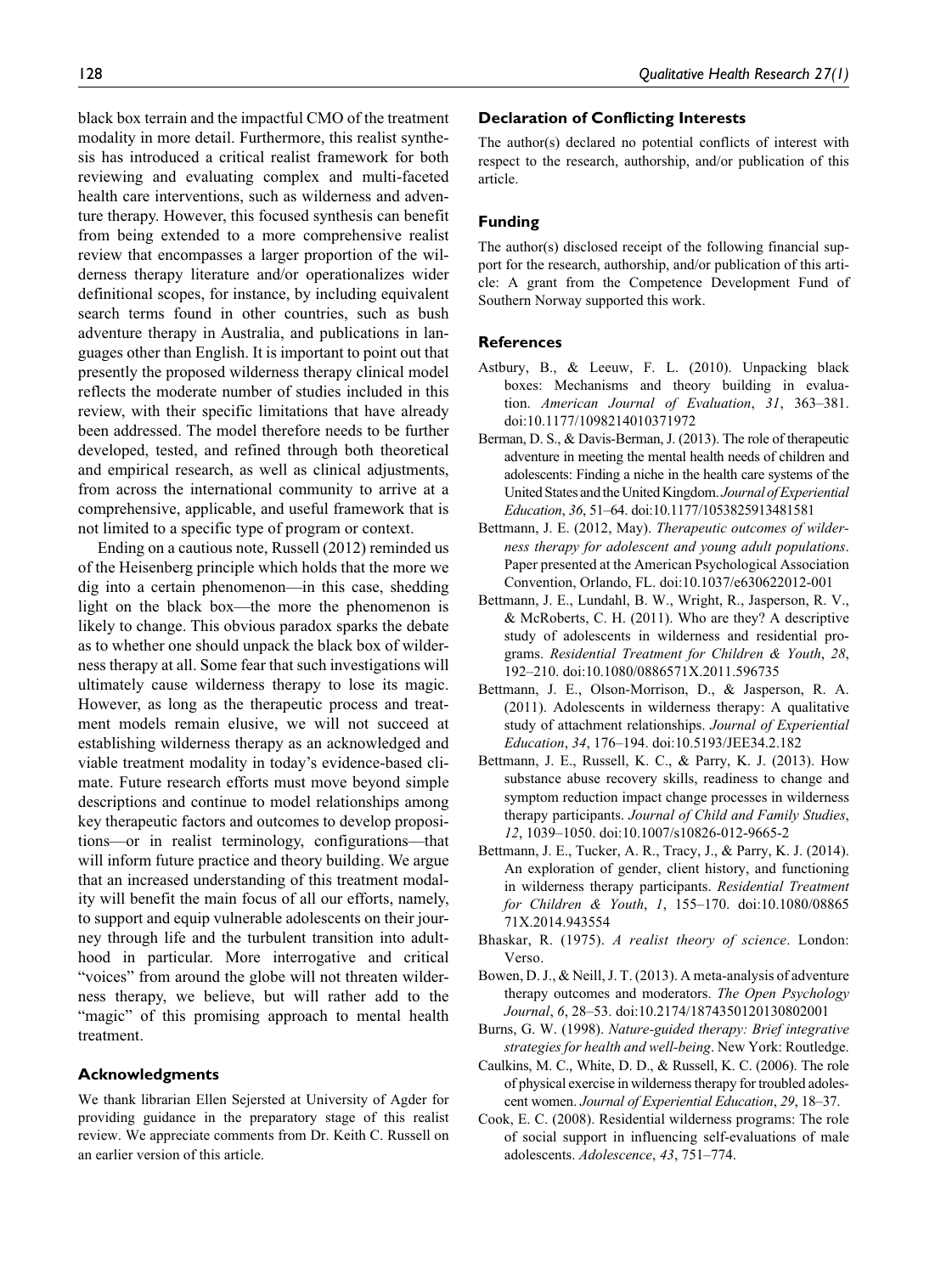black box terrain and the impactful CMO of the treatment modality in more detail. Furthermore, this realist synthesis has introduced a critical realist framework for both reviewing and evaluating complex and multi-faceted health care interventions, such as wilderness and adventure therapy. However, this focused synthesis can benefit from being extended to a more comprehensive realist review that encompasses a larger proportion of the wilderness therapy literature and/or operationalizes wider definitional scopes, for instance, by including equivalent search terms found in other countries, such as bush adventure therapy in Australia, and publications in languages other than English. It is important to point out that presently the proposed wilderness therapy clinical model reflects the moderate number of studies included in this review, with their specific limitations that have already been addressed. The model therefore needs to be further developed, tested, and refined through both theoretical and empirical research, as well as clinical adjustments, from across the international community to arrive at a comprehensive, applicable, and useful framework that is not limited to a specific type of program or context.

Ending on a cautious note, Russell (2012) reminded us of the Heisenberg principle which holds that the more we dig into a certain phenomenon—in this case, shedding light on the black box—the more the phenomenon is likely to change. This obvious paradox sparks the debate as to whether one should unpack the black box of wilderness therapy at all. Some fear that such investigations will ultimately cause wilderness therapy to lose its magic. However, as long as the therapeutic process and treatment models remain elusive, we will not succeed at establishing wilderness therapy as an acknowledged and viable treatment modality in today's evidence-based climate. Future research efforts must move beyond simple descriptions and continue to model relationships among key therapeutic factors and outcomes to develop propositions—or in realist terminology, configurations—that will inform future practice and theory building. We argue that an increased understanding of this treatment modality will benefit the main focus of all our efforts, namely, to support and equip vulnerable adolescents on their journey through life and the turbulent transition into adulthood in particular. More interrogative and critical "voices" from around the globe will not threaten wilderness therapy, we believe, but will rather add to the "magic" of this promising approach to mental health treatment.

## Acknowledgments

We thank librarian Ellen Sejersted at University of Agder for providing guidance in the preparatory stage of this realist review. We appreciate comments from Dr. Keith C. Russell on an earlier version of this article.

## Declaration of Conflicting Interests

The author(s) declared no potential conflicts of interest with respect to the research, authorship, and/or publication of this article.

## Funding

The author(s) disclosed receipt of the following financial support for the research, authorship, and/or publication of this article: A grant from the Competence Development Fund of Southern Norway supported this work.

## References

Astbury, B., & Leeuw, F. L. (2010). Unpacking black boxes: Mechanisms and theory building in evaluation. *American Journal of Evaluation*, *31*, 363–381. doi:10.1177/1098214010371972

Berman, D. S., & Davis-Berman, J. (2013). The role of therapeutic adventure in meeting the mental health needs of children and adolescents: Finding a niche in the health care systems of the United States and the United Kingdom. *Journal of Experiential Education*, *36*, 51–64. doi:10.1177/1053825913481581

Bettmann, J. E. (2012, May). *Therapeutic outcomes of wilderness therapy for adolescent and young adult populations*. Paper presented at the American Psychological Association Convention, Orlando, FL. doi:10.1037/e630622012-001

Bettmann, J. E., Lundahl, B. W., Wright, R., Jasperson, R. V., & McRoberts, C. H. (2011). Who are they? A descriptive study of adolescents in wilderness and residential programs. *Residential Treatment for Children & Youth*, *28*, 192–210. doi:10.1080/0886571X.2011.596735

Bettmann, J. E., Olson-Morrison, D., & Jasperson, R. A. (2011). Adolescents in wilderness therapy: A qualitative study of attachment relationships. *Journal of Experiential Education*, *34*, 176–194. doi:10.5193/JEE34.2.182

Bettmann, J. E., Russell, K. C., & Parry, K. J. (2013). How substance abuse recovery skills, readiness to change and symptom reduction impact change processes in wilderness therapy participants. *Journal of Child and Family Studies*, *12*, 1039–1050. doi:10.1007/s10826-012-9665-2

Bettmann, J. E., Tucker, A. R., Tracy, J., & Parry, K. J. (2014). An exploration of gender, client history, and functioning in wilderness therapy participants. *Residential Treatment for Children & Youth*, *1*, 155–170. doi:10.1080/0886571X.2014.943554

Bhaskar, R. (1975). *A realist theory of science*. London: Verso.

Bowen, D. J., & Neill, J. T. (2013). A meta-analysis of adventure therapy outcomes and moderators. *The Open Psychology Journal*, *6*, 28–53. doi:10.2174/1874350120130802001

Burns, G. W. (1998). *Nature-guided therapy: Brief integrative strategies for health and well-being*. New York: Routledge.

Caulkins, M. C., White, D. D., & Russell, K. C. (2006). The role of physical exercise in wilderness therapy for troubled adolescent women. *Journal of Experiential Education*, *29*, 18–37.

Cook, E. C. (2008). Residential wilderness programs: The role of social support in influencing self-evaluations of male adolescents. *Adolescence*, *43*, 751–774.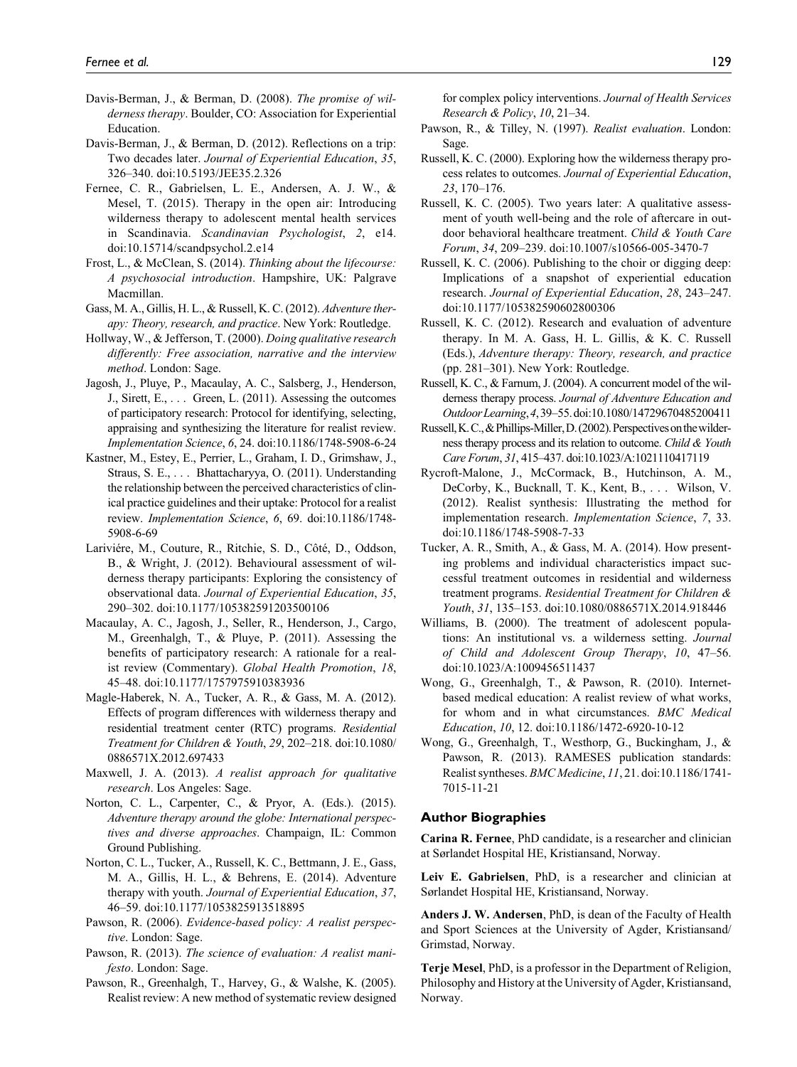Davis-Berman, J., & Berman, D. (2008). *The promise of wilderness therapy*. Boulder, CO: Association for Experiential Education.

Davis-Berman, J., & Berman, D. (2012). Reflections on a trip: Two decades later. *Journal of Experiential Education*, *35*, 326–340. doi:10.5193/JEE35.2.326

Fernee, C. R., Gabrielsen, L. E., Andersen, A. J. W., & Mesel, T. (2015). Therapy in the open air: Introducing wilderness therapy to adolescent mental health services in Scandinavia. *Scandinavian Psychologist*, *2*, e14. doi:10.15714/scandpsychol.2.e14

Frost, L., & McClean, S. (2014). *Thinking about the lifecourse: A psychosocial introduction*. Hampshire, UK: Palgrave Macmillan.

Gass, M. A., Gillis, H. L., & Russell, K. C. (2012). *Adventure therapy: Theory, research, and practice*. New York: Routledge.

Hollway, W., & Jefferson, T. (2000). *Doing qualitative research differently: Free association, narrative and the interview method*. London: Sage.

Jagosh, J., Pluye, P., Macaulay, A. C., Salsberg, J., Henderson, J., Sirett, E., . . . Green, L. (2011). Assessing the outcomes of participatory research: Protocol for identifying, selecting, appraising and synthesizing the literature for realist review. *Implementation Science*, *6*, 24. doi:10.1186/1748-5908-6-24

Kastner, M., Estey, E., Perrier, L., Graham, I. D., Grimshaw, J., Straus, S. E., . . . Bhattacharyya, O. (2011). Understanding the relationship between the perceived characteristics of clinical practice guidelines and their uptake: Protocol for a realist review. *Implementation Science*, *6*, 69. doi:10.1186/1748-5908-6-69

Lariviére, M., Couture, R., Ritchie, S. D., Côté, D., Oddson, B., & Wright, J. (2012). Behavioural assessment of wilderness therapy participants: Exploring the consistency of observational data. *Journal of Experiential Education*, *35*, 290–302. doi:10.1177/105382591203500106

Macaulay, A. C., Jagosh, J., Seller, R., Henderson, J., Cargo, M., Greenhalgh, T., & Pluye, P. (2011). Assessing the benefits of participatory research: A rationale for a realist review (Commentary). *Global Health Promotion*, *18*, 45–48. doi:10.1177/1757975910383936

Magle-Haberek, N. A., Tucker, A. R., & Gass, M. A. (2012). Effects of program differences with wilderness therapy and residential treatment center (RTC) programs. *Residential Treatment for Children & Youth*, *29*, 202–218. doi:10.1080/0886571X.2012.697433

Maxwell, J. A. (2013). *A realist approach for qualitative research*. Los Angeles: Sage.

Norton, C. L., Carpenter, C., & Pryor, A. (Eds.). (2015). *Adventure therapy around the globe: International perspectives and diverse approaches*. Champaign, IL: Common Ground Publishing.

Norton, C. L., Tucker, A., Russell, K. C., Bettmann, J. E., Gass, M. A., Gillis, H. L., & Behrens, E. (2014). Adventure therapy with youth. *Journal of Experiential Education*, *37*, 46–59. doi:10.1177/1053825913518895

Pawson, R. (2006). *Evidence-based policy: A realist perspective*. London: Sage.

Pawson, R. (2013). *The science of evaluation: A realist manifesto*. London: Sage.

Pawson, R., Greenhalgh, T., Harvey, G., & Walshe, K. (2005). Realist review: A new method of systematic review designed for complex policy interventions. *Journal of Health Services Research & Policy*, *10*, 21–34.

Pawson, R., & Tilley, N. (1997). *Realist evaluation*. London: Sage.

Russell, K. C. (2000). Exploring how the wilderness therapy process relates to outcomes. *Journal of Experiential Education*, *23*, 170–176.

Russell, K. C. (2005). Two years later: A qualitative assessment of youth well-being and the role of aftercare in outdoor behavioral healthcare treatment. *Child & Youth Care Forum*, *34*, 209–239. doi:10.1007/s10566-005-3470-7

Russell, K. C. (2006). Publishing to the choir or digging deep: Implications of a snapshot of experiential education research. *Journal of Experiential Education*, *28*, 243–247. doi:10.1177/105382590602800306

Russell, K. C. (2012). Research and evaluation of adventure therapy. In M. A. Gass, H. L. Gillis, & K. C. Russell (Eds.), *Adventure therapy: Theory, research, and practice* (pp. 281–301). New York: Routledge.

Russell, K. C., & Farnum, J. (2004). A concurrent model of the wilderness therapy process. *Journal of Adventure Education and Outdoor Learning*, *4*, 39–55. doi:10.1080/14729670485200411

Russell, K. C., & Phillips-Miller, D. (2002). Perspectives on the wilderness therapy process and its relation to outcome. *Child & Youth Care Forum*, *31*, 415–437. doi:10.1023/A:1021110417119

Rycroft-Malone, J., McCormack, B., Hutchinson, A. M., DeCorby, K., Bucknall, T. K., Kent, B., . . . Wilson, V. (2012). Realist synthesis: Illustrating the method for implementation research. *Implementation Science*, *7*, 33. doi:10.1186/1748-5908-7-33

Tucker, A. R., Smith, A., & Gass, M. A. (2014). How presenting problems and individual characteristics impact successful treatment outcomes in residential and wilderness treatment programs. *Residential Treatment for Children & Youth*, *31*, 135–153. doi:10.1080/0886571X.2014.918446

Williams, B. (2000). The treatment of adolescent populations: An institutional vs. a wilderness setting. *Journal of Child and Adolescent Group Therapy*, *10*, 47–56. doi:10.1023/A:1009456511437

Wong, G., Greenhalgh, T., & Pawson, R. (2010). Internet-based medical education: A realist review of what works, for whom and in what circumstances. *BMC Medical Education*, *10*, 12. doi:10.1186/1472-6920-10-12

Wong, G., Greenhalgh, T., Westhorp, G., Buckingham, J., & Pawson, R. (2013). RAMESES publication standards: Realist syntheses. *BMC Medicine*, *11*, 21. doi:10.1186/1741-7015-11-21

## Author Biographies

**Carina R. Fernee**, PhD candidate, is a researcher and clinician at Sørlandet Hospital HE, Kristiansand, Norway.

**Leiv E. Gabrielsen**, PhD, is a researcher and clinician at Sørlandet Hospital HE, Kristiansand, Norway.

**Anders J. W. Andersen**, PhD, is dean of the Faculty of Health and Sport Sciences at the University of Agder, Kristiansand/Grimstad, Norway.

**Terje Mesel**, PhD, is a professor in the Department of Religion, Philosophy and History at the University of Agder, Kristiansand, Norway.